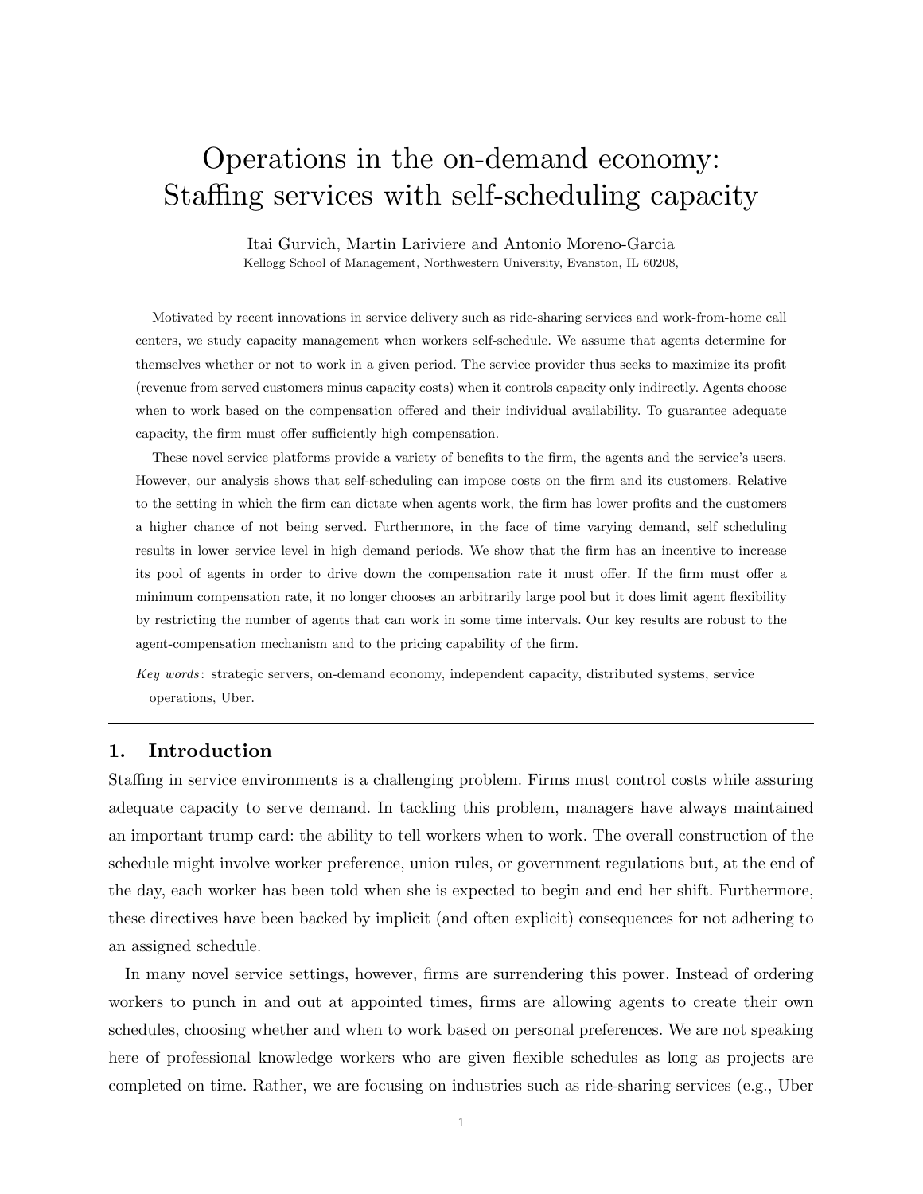# Operations in the on-demand economy: Staffing services with self-scheduling capacity

Itai Gurvich, Martin Lariviere and Antonio Moreno-Garcia

Kellogg School of Management, Northwestern University, Evanston, IL 60208,

Motivated by recent innovations in service delivery such as ride-sharing services and work-from-home call centers, we study capacity management when workers self-schedule. We assume that agents determine for themselves whether or not to work in a given period. The service provider thus seeks to maximize its profit (revenue from served customers minus capacity costs) when it controls capacity only indirectly. Agents choose when to work based on the compensation offered and their individual availability. To guarantee adequate capacity, the firm must offer sufficiently high compensation.

These novel service platforms provide a variety of benefits to the firm, the agents and the service's users. However, our analysis shows that self-scheduling can impose costs on the firm and its customers. Relative to the setting in which the firm can dictate when agents work, the firm has lower profits and the customers a higher chance of not being served. Furthermore, in the face of time varying demand, self scheduling results in lower service level in high demand periods. We show that the firm has an incentive to increase its pool of agents in order to drive down the compensation rate it must offer. If the firm must offer a minimum compensation rate, it no longer chooses an arbitrarily large pool but it does limit agent flexibility by restricting the number of agents that can work in some time intervals. Our key results are robust to the agent-compensation mechanism and to the pricing capability of the firm.

*Key words*: strategic servers, on-demand economy, independent capacity, distributed systems, service operations, Uber.

## 1. Introduction

Staffing in service environments is a challenging problem. Firms must control costs while assuring adequate capacity to serve demand. In tackling this problem, managers have always maintained an important trump card: the ability to tell workers when to work. The overall construction of the schedule might involve worker preference, union rules, or government regulations but, at the end of the day, each worker has been told when she is expected to begin and end her shift. Furthermore, these directives have been backed by implicit (and often explicit) consequences for not adhering to an assigned schedule.

In many novel service settings, however, firms are surrendering this power. Instead of ordering workers to punch in and out at appointed times, firms are allowing agents to create their own schedules, choosing whether and when to work based on personal preferences. We are not speaking here of professional knowledge workers who are given flexible schedules as long as projects are completed on time. Rather, we are focusing on industries such as ride-sharing services (e.g., Uber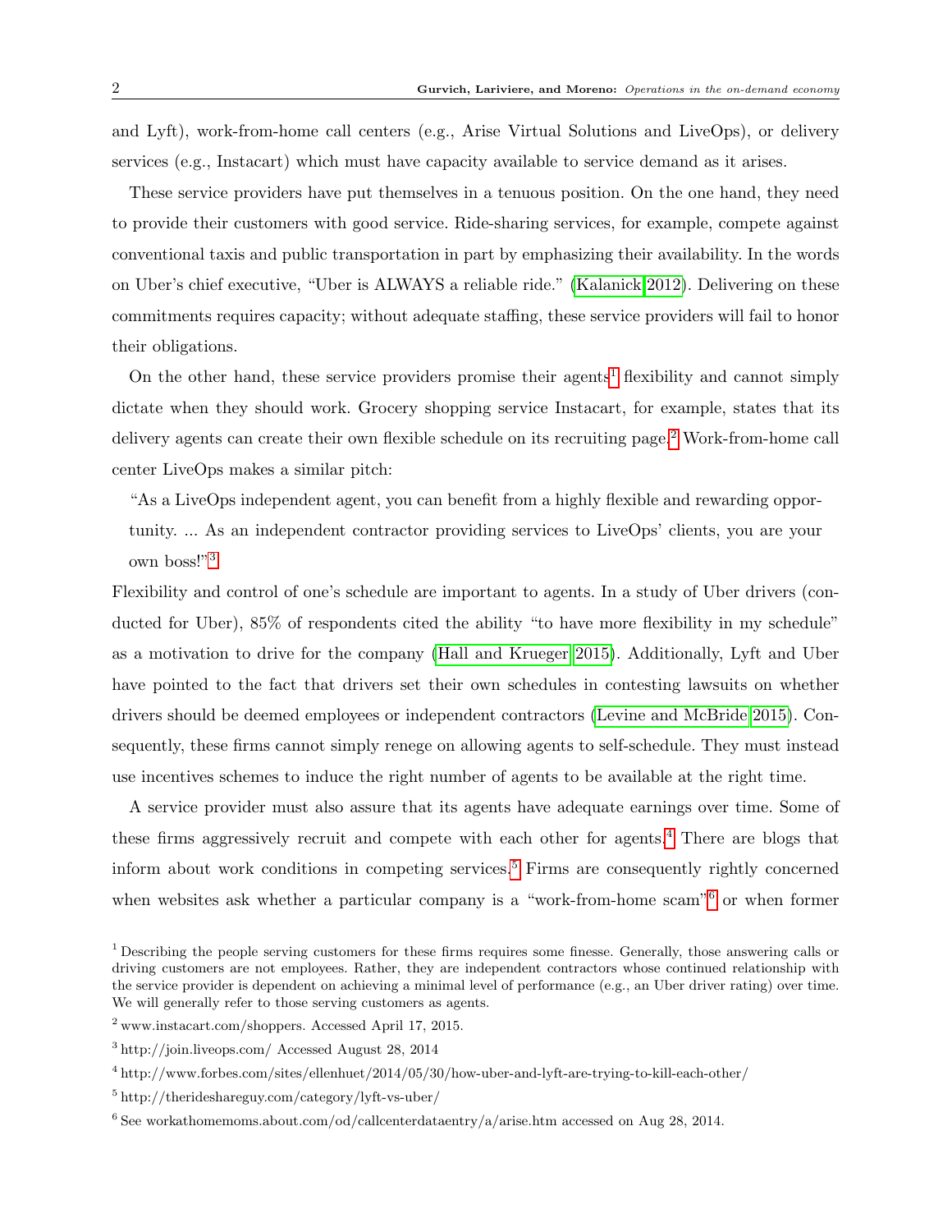and Lyft), work-from-home call centers (e.g., Arise Virtual Solutions and LiveOps), or delivery services (e.g., Instacart) which must have capacity available to service demand as it arises.

These service providers have put themselves in a tenuous position. On the one hand, they need to provide their customers with good service. Ride-sharing services, for example, compete against conventional taxis and public transportation in part by emphasizing their availability. In the words on Uber's chief executive, "Uber is ALWAYS a reliable ride." (Kalanick 2012). Delivering on these commitments requires capacity; without adequate staffing, these service providers will fail to honor their obligations.

On the other hand, these service providers promise their agents[1] flexibility and cannot simply dictate when they should work. Grocery shopping service Instacart, for example, states that its delivery agents can create their own flexible schedule on its recruiting page.[2] Work-from-home call center LiveOps makes a similar pitch:

> "As a LiveOps independent agent, you can benefit from a highly flexible and rewarding opportunity. ... As an independent contractor providing services to LiveOps' clients, you are your own boss!"[3]

Flexibility and control of one's schedule are important to agents. In a study of Uber drivers (conducted for Uber), 85% of respondents cited the ability "to have more flexibility in my schedule" as a motivation to drive for the company (Hall and Krueger 2015). Additionally, Lyft and Uber have pointed to the fact that drivers set their own schedules in contesting lawsuits on whether drivers should be deemed employees or independent contractors (Levine and McBride 2015). Consequently, these firms cannot simply renege on allowing agents to self-schedule. They must instead use incentives schemes to induce the right number of agents to be available at the right time.

A service provider must also assure that its agents have adequate earnings over time. Some of these firms aggressively recruit and compete with each other for agents.[4] There are blogs that inform about work conditions in competing services.[5] Firms are consequently rightly concerned when websites ask whether a particular company is a "work-from-home scam"[6] or when former

[1] Describing the people serving customers for these firms requires some finesse. Generally, those answering calls or driving customers are not employees. Rather, they are independent contractors whose continued relationship with the service provider is dependent on achieving a minimal level of performance (e.g., an Uber driver rating) over time. We will generally refer to those serving customers as agents.

[2] www.instacart.com/shoppers. Accessed April 17, 2015.

[3] http://join.liveops.com/ Accessed August 28, 2014

[4] http://www.forbes.com/sites/ellenhuet/2014/05/30/how-uber-and-lyft-are-trying-to-kill-each-other/

[5] http://therideshareguy.com/category/lyft-vs-uber/

[6] See workathomemoms.about.com/od/callcenterdataentry/a/arise.htm accessed on Aug 28, 2014.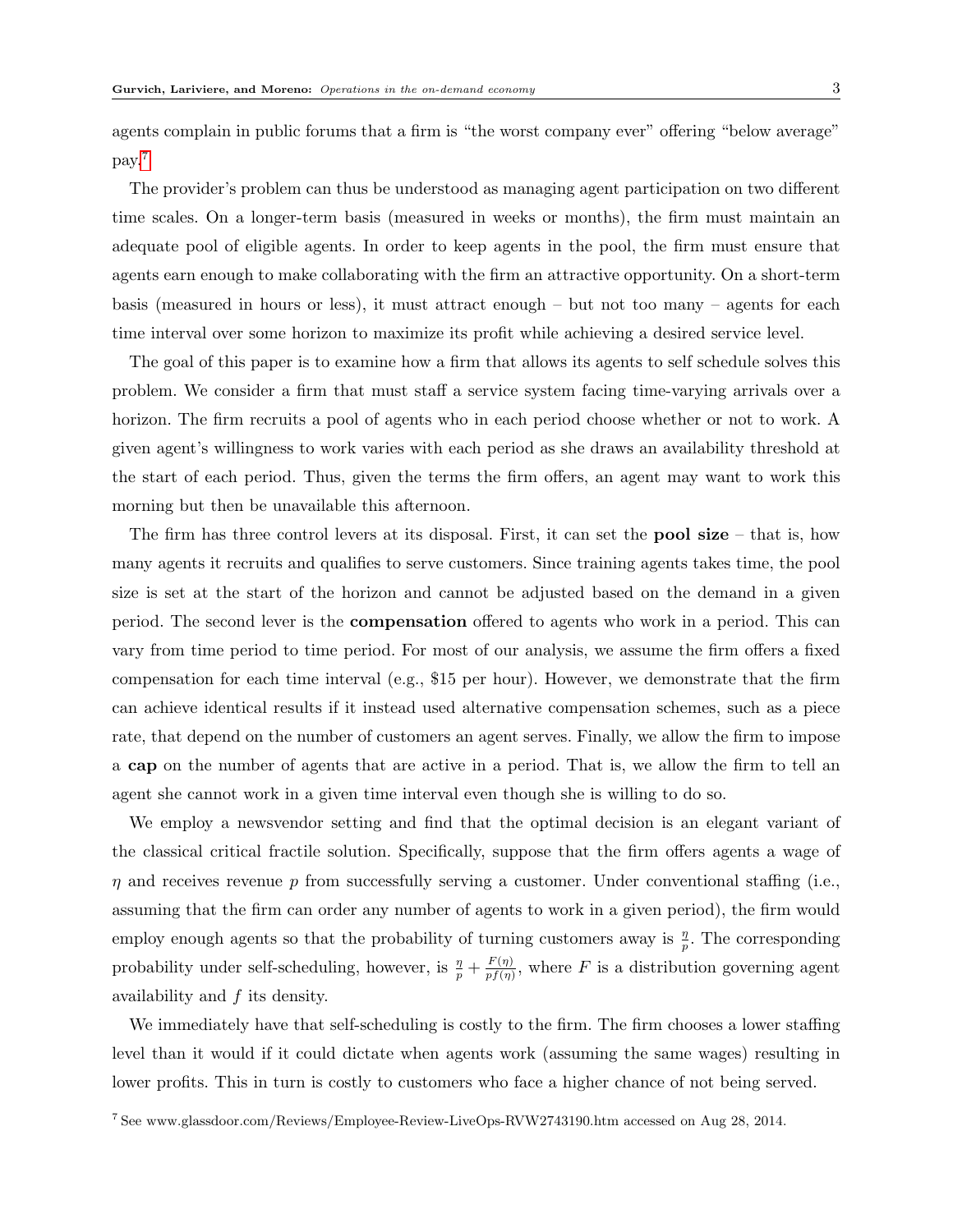agents complain in public forums that a firm is "the worst company ever" offering "below average" pay.[7]

The provider's problem can thus be understood as managing agent participation on two different time scales. On a longer-term basis (measured in weeks or months), the firm must maintain an adequate pool of eligible agents. In order to keep agents in the pool, the firm must ensure that agents earn enough to make collaborating with the firm an attractive opportunity. On a short-term basis (measured in hours or less), it must attract enough – but not too many – agents for each time interval over some horizon to maximize its profit while achieving a desired service level.

The goal of this paper is to examine how a firm that allows its agents to self schedule solves this problem. We consider a firm that must staff a service system facing time-varying arrivals over a horizon. The firm recruits a pool of agents who in each period choose whether or not to work. A given agent's willingness to work varies with each period as she draws an availability threshold at the start of each period. Thus, given the terms the firm offers, an agent may want to work this morning but then be unavailable this afternoon.

The firm has three control levers at its disposal. First, it can set the **pool size** – that is, how many agents it recruits and qualifies to serve customers. Since training agents takes time, the pool size is set at the start of the horizon and cannot be adjusted based on the demand in a given period. The second lever is the **compensation** offered to agents who work in a period. This can vary from time period to time period. For most of our analysis, we assume the firm offers a fixed compensation for each time interval (e.g., $15 per hour). However, we demonstrate that the firm can achieve identical results if it instead used alternative compensation schemes, such as a piece rate, that depend on the number of customers an agent serves. Finally, we allow the firm to impose a **cap** on the number of agents that are active in a period. That is, we allow the firm to tell an agent she cannot work in a given time interval even though she is willing to do so.

We employ a newsvendor setting and find that the optimal decision is an elegant variant of the classical critical fractile solution. Specifically, suppose that the firm offers agents a wage of $\eta$ and receives revenue $p$ from successfully serving a customer. Under conventional staffing (i.e., assuming that the firm can order any number of agents to work in a given period), the firm would employ enough agents so that the probability of turning customers away is $\frac{\eta}{p}$. The corresponding probability under self-scheduling, however, is $\frac{\eta}{p} + \frac{F(\eta)}{pf(\eta)}$, where $F$ is a distribution governing agent availability and $f$ its density.

We immediately have that self-scheduling is costly to the firm. The firm chooses a lower staffing level than it would if it could dictate when agents work (assuming the same wages) resulting in lower profits. This in turn is costly to customers who face a higher chance of not being served.

[7] See www.glassdoor.com/Reviews/Employee-Review-LiveOps-RVW2743190.htm accessed on Aug 28, 2014.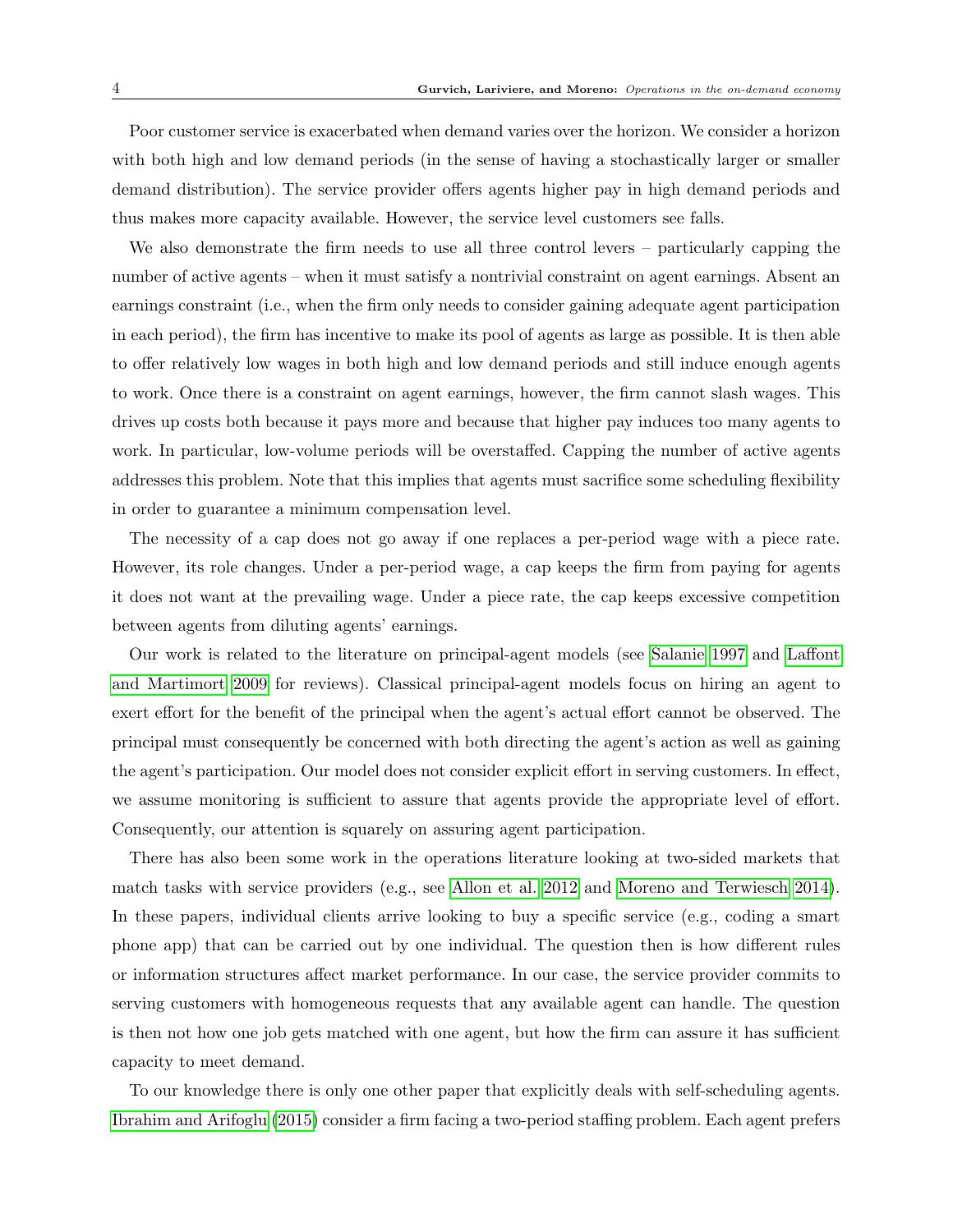Poor customer service is exacerbated when demand varies over the horizon. We consider a horizon with both high and low demand periods (in the sense of having a stochastically larger or smaller demand distribution). The service provider offers agents higher pay in high demand periods and thus makes more capacity available. However, the service level customers see falls.

We also demonstrate the firm needs to use all three control levers – particularly capping the number of active agents – when it must satisfy a nontrivial constraint on agent earnings. Absent an earnings constraint (i.e., when the firm only needs to consider gaining adequate agent participation in each period), the firm has incentive to make its pool of agents as large as possible. It is then able to offer relatively low wages in both high and low demand periods and still induce enough agents to work. Once there is a constraint on agent earnings, however, the firm cannot slash wages. This drives up costs both because it pays more and because that higher pay induces too many agents to work. In particular, low-volume periods will be overstaffed. Capping the number of active agents addresses this problem. Note that this implies that agents must sacrifice some scheduling flexibility in order to guarantee a minimum compensation level.

The necessity of a cap does not go away if one replaces a per-period wage with a piece rate. However, its role changes. Under a per-period wage, a cap keeps the firm from paying for agents it does not want at the prevailing wage. Under a piece rate, the cap keeps excessive competition between agents from diluting agents' earnings.

Our work is related to the literature on principal-agent models (see Salanie 1997 and Laffont and Martimort 2009 for reviews). Classical principal-agent models focus on hiring an agent to exert effort for the benefit of the principal when the agent's actual effort cannot be observed. The principal must consequently be concerned with both directing the agent's action as well as gaining the agent's participation. Our model does not consider explicit effort in serving customers. In effect, we assume monitoring is sufficient to assure that agents provide the appropriate level of effort. Consequently, our attention is squarely on assuring agent participation.

There has also been some work in the operations literature looking at two-sided markets that match tasks with service providers (e.g., see Allon et al. 2012 and Moreno and Terwiesch 2014). In these papers, individual clients arrive looking to buy a specific service (e.g., coding a smart phone app) that can be carried out by one individual. The question then is how different rules or information structures affect market performance. In our case, the service provider commits to serving customers with homogeneous requests that any available agent can handle. The question is then not how one job gets matched with one agent, but how the firm can assure it has sufficient capacity to meet demand.

To our knowledge there is only one other paper that explicitly deals with self-scheduling agents. Ibrahim and Arifoglu (2015) consider a firm facing a two-period staffing problem. Each agent prefers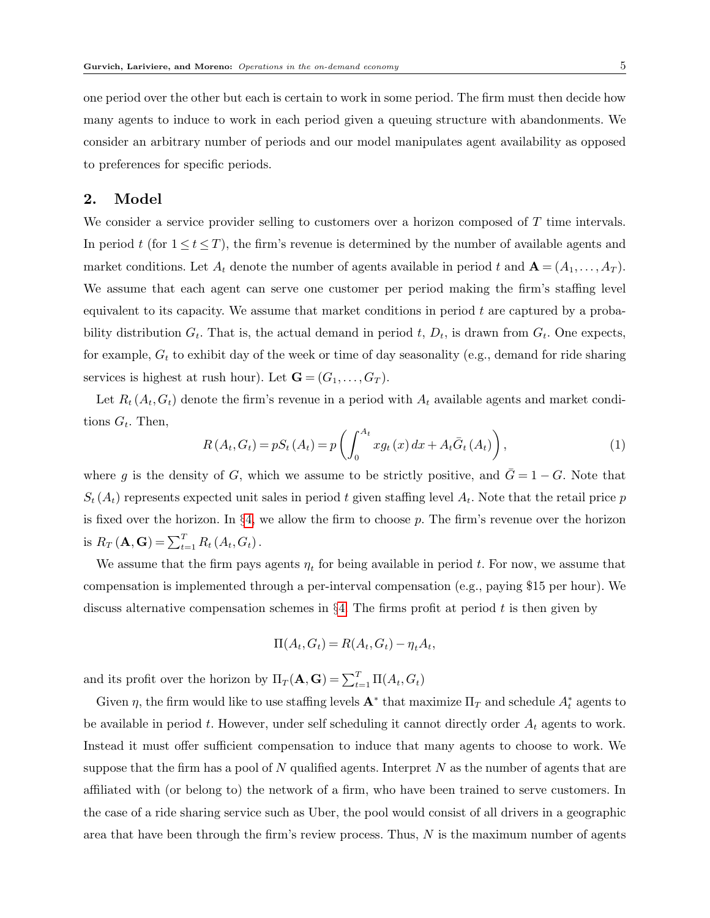one period over the other but each is certain to work in some period. The firm must then decide how many agents to induce to work in each period given a queuing structure with abandonments. We consider an arbitrary number of periods and our model manipulates agent availability as opposed to preferences for specific periods.

## 2. Model

We consider a service provider selling to customers over a horizon composed of $T$ time intervals. In period $t$ (for $1 \le t \le T$), the firm's revenue is determined by the number of available agents and market conditions. Let $A_t$ denote the number of agents available in period $t$ and $\mathbf{A} = (A_1, \ldots, A_T)$. We assume that each agent can serve one customer per period making the firm's staffing level equivalent to its capacity. We assume that market conditions in period $t$ are captured by a probability distribution $G_t$. That is, the actual demand in period $t$, $D_t$, is drawn from $G_t$. One expects, for example, $G_t$ to exhibit day of the week or time of day seasonality (e.g., demand for ride sharing services is highest at rush hour). Let $\mathbf{G} = (G_1, \ldots, G_T)$.

Let $R_t(A_t, G_t)$ denote the firm's revenue in a period with $A_t$ available agents and market conditions $G_t$. Then,

$$R(A_t, G_t) = pS_t(A_t) = p\left(\int_0^{A_t} x g_t(x)\,dx + A_t \bar{G}_t(A_t)\right), \tag{1}$$

where $g$ is the density of $G$, which we assume to be strictly positive, and $\bar{G} = 1 - G$. Note that $S_t(A_t)$ represents expected unit sales in period $t$ given staffing level $A_t$. Note that the retail price $p$ is fixed over the horizon. In §4, we allow the firm to choose $p$. The firm's revenue over the horizon is $R_T(\mathbf{A}, \mathbf{G}) = \sum_{t=1}^{T} R_t(A_t, G_t)$.

We assume that the firm pays agents $\eta_t$ for being available in period $t$. For now, we assume that compensation is implemented through a per-interval compensation (e.g., paying $15 per hour). We discuss alternative compensation schemes in §4. The firms profit at period $t$ is then given by

$$\Pi(A_t, G_t) = R(A_t, G_t) - \eta_t A_t,$$

and its profit over the horizon by $\Pi_T(\mathbf{A}, \mathbf{G}) = \sum_{t=1}^{T} \Pi(A_t, G_t)$

Given $\eta$, the firm would like to use staffing levels $\mathbf{A}^*$ that maximize $\Pi_T$ and schedule $A_t^*$ agents to be available in period $t$. However, under self scheduling it cannot directly order $A_t$ agents to work. Instead it must offer sufficient compensation to induce that many agents to choose to work. We suppose that the firm has a pool of $N$ qualified agents. Interpret $N$ as the number of agents that are affiliated with (or belong to) the network of a firm, who have been trained to serve customers. In the case of a ride sharing service such as Uber, the pool would consist of all drivers in a geographic area that have been through the firm's review process. Thus, $N$ is the maximum number of agents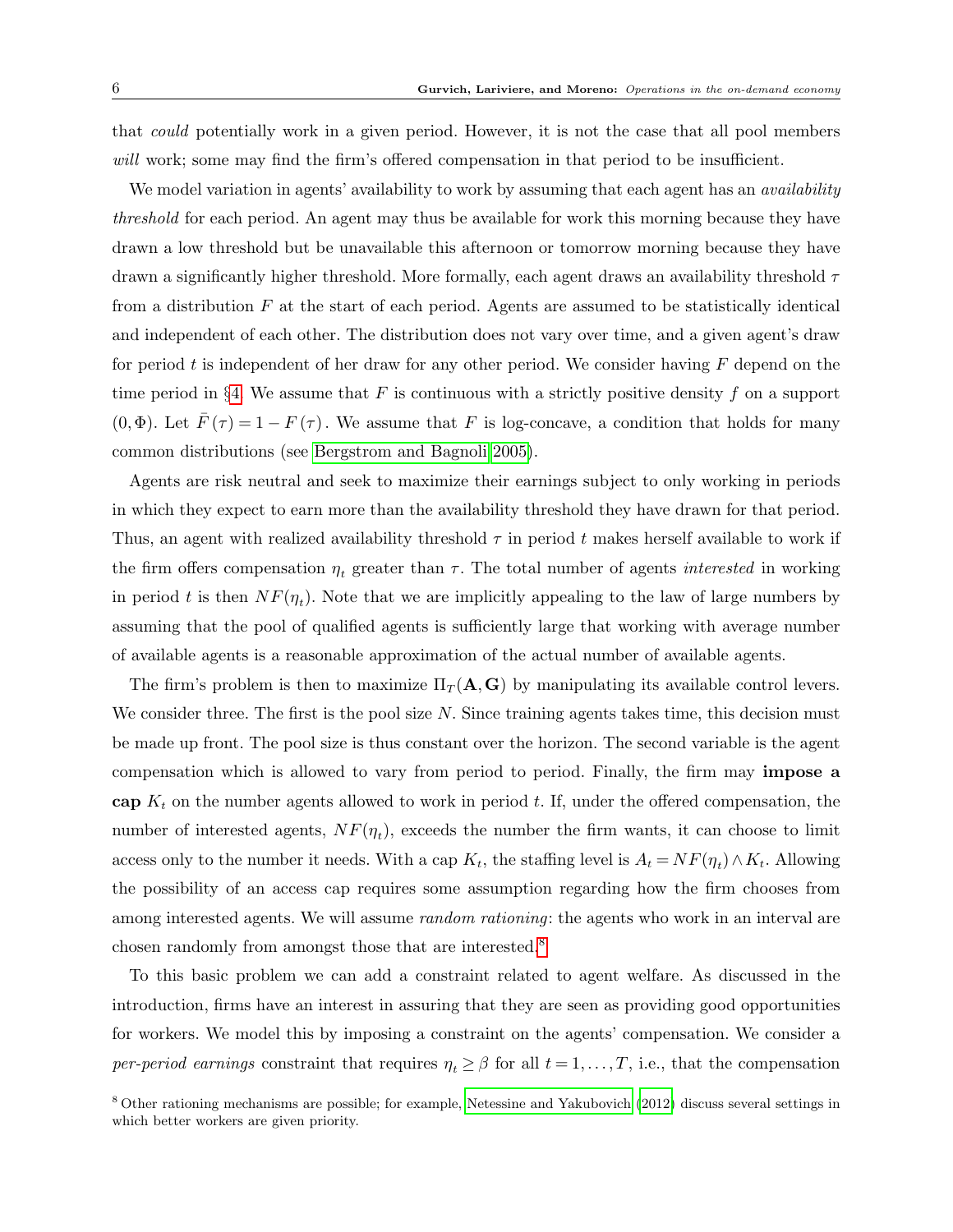that *could* potentially work in a given period. However, it is not the case that all pool members *will* work; some may find the firm's offered compensation in that period to be insufficient.

We model variation in agents' availability to work by assuming that each agent has an *availability threshold* for each period. An agent may thus be available for work this morning because they have drawn a low threshold but be unavailable this afternoon or tomorrow morning because they have drawn a significantly higher threshold. More formally, each agent draws an availability threshold $\tau$ from a distribution $F$ at the start of each period. Agents are assumed to be statistically identical and independent of each other. The distribution does not vary over time, and a given agent's draw for period $t$ is independent of her draw for any other period. We consider having $F$ depend on the time period in §4. We assume that $F$ is continuous with a strictly positive density $f$ on a support $(0, \Phi)$. Let $\bar{F}(\tau) = 1 - F(\tau)$. We assume that $F$ is log-concave, a condition that holds for many common distributions (see Bergstrom and Bagnoli 2005).

Agents are risk neutral and seek to maximize their earnings subject to only working in periods in which they expect to earn more than the availability threshold they have drawn for that period. Thus, an agent with realized availability threshold $\tau$ in period $t$ makes herself available to work if the firm offers compensation $\eta_t$ greater than $\tau$. The total number of agents *interested* in working in period $t$ is then $NF(\eta_t)$. Note that we are implicitly appealing to the law of large numbers by assuming that the pool of qualified agents is sufficiently large that working with average number of available agents is a reasonable approximation of the actual number of available agents.

The firm's problem is then to maximize $\Pi_T(\mathbf{A}, \mathbf{G})$ by manipulating its available control levers. We consider three. The first is the pool size $N$. Since training agents takes time, this decision must be made up front. The pool size is thus constant over the horizon. The second variable is the agent compensation which is allowed to vary from period to period. Finally, the firm may **impose a cap** $K_t$ on the number agents allowed to work in period $t$. If, under the offered compensation, the number of interested agents, $NF(\eta_t)$, exceeds the number the firm wants, it can choose to limit access only to the number it needs. With a cap $K_t$, the staffing level is $A_t = NF(\eta_t) \wedge K_t$. Allowing the possibility of an access cap requires some assumption regarding how the firm chooses from among interested agents. We will assume *random rationing*: the agents who work in an interval are chosen randomly from amongst those that are interested.[8]

To this basic problem we can add a constraint related to agent welfare. As discussed in the introduction, firms have an interest in assuring that they are seen as providing good opportunities for workers. We model this by imposing a constraint on the agents' compensation. We consider a *per-period earnings* constraint that requires $\eta_t \geq \beta$ for all $t = 1, \ldots, T$, i.e., that the compensation

[8] Other rationing mechanisms are possible; for example, Netessine and Yakubovich (2012) discuss several settings in which better workers are given priority.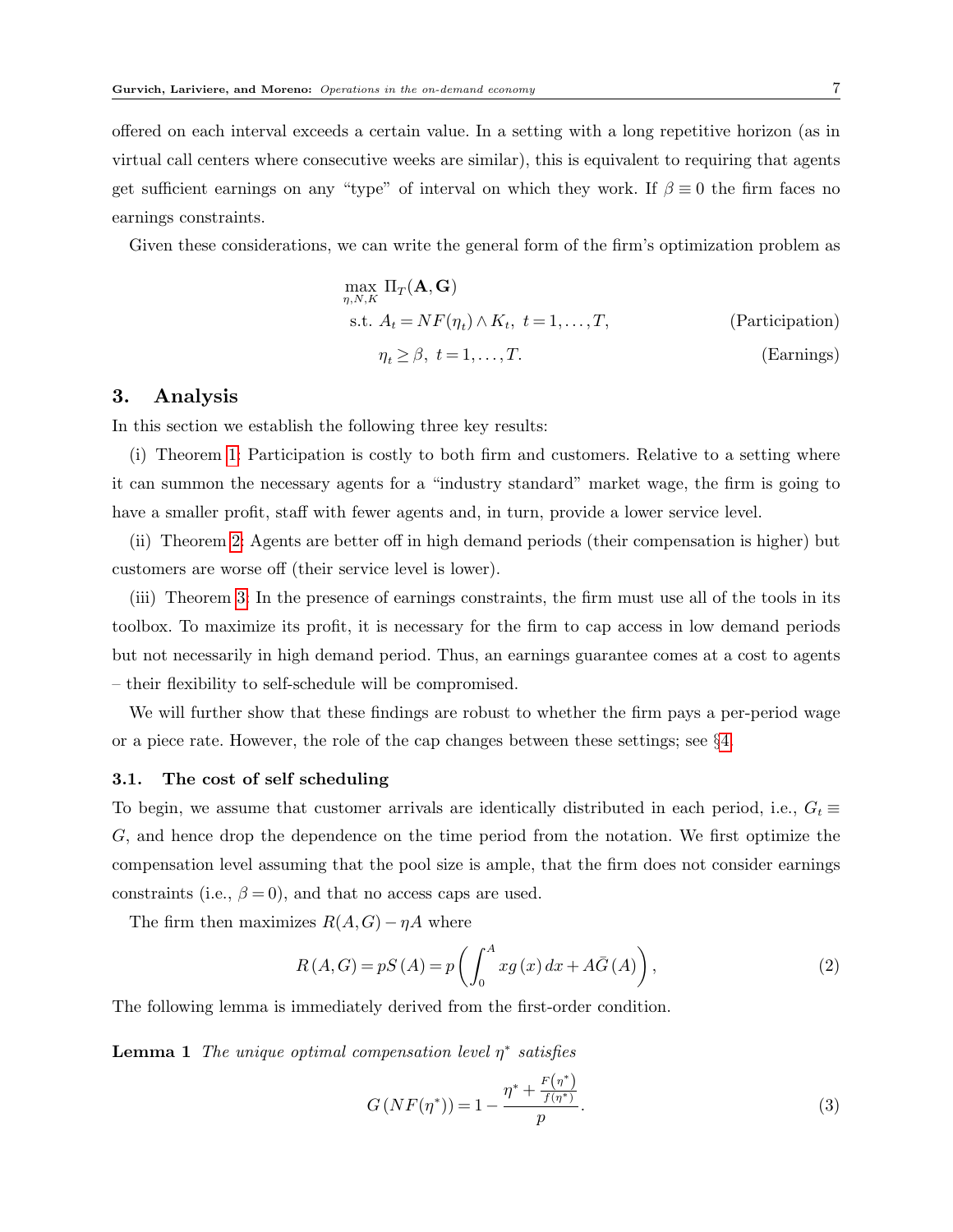offered on each interval exceeds a certain value. In a setting with a long repetitive horizon (as in virtual call centers where consecutive weeks are similar), this is equivalent to requiring that agents get sufficient earnings on any "type" of interval on which they work. If $\beta \equiv 0$ the firm faces no earnings constraints.

Given these considerations, we can write the general form of the firm's optimization problem as

$$\max_{\eta, N, K} \Pi_T(\mathbf{A}, \mathbf{G})$$
$$\text{s.t. } A_t = NF(\eta_t) \wedge K_t, \; t = 1, \ldots, T, \qquad \text{(Participation)}$$
$$\eta_t \geq \beta, \; t = 1, \ldots, T. \qquad \text{(Earnings)}$$

## 3. Analysis

In this section we establish the following three key results:

(i) Theorem 1: Participation is costly to both firm and customers. Relative to a setting where it can summon the necessary agents for a "industry standard" market wage, the firm is going to have a smaller profit, staff with fewer agents and, in turn, provide a lower service level.

(ii) Theorem 2: Agents are better off in high demand periods (their compensation is higher) but customers are worse off (their service level is lower).

(iii) Theorem 3: In the presence of earnings constraints, the firm must use all of the tools in its toolbox. To maximize its profit, it is necessary for the firm to cap access in low demand periods but not necessarily in high demand period. Thus, an earnings guarantee comes at a cost to agents – their flexibility to self-schedule will be compromised.

We will further show that these findings are robust to whether the firm pays a per-period wage or a piece rate. However, the role of the cap changes between these settings; see §4.

### 3.1. The cost of self scheduling

To begin, we assume that customer arrivals are identically distributed in each period, i.e., $G_t \equiv G$, and hence drop the dependence on the time period from the notation. We first optimize the compensation level assuming that the pool size is ample, that the firm does not consider earnings constraints (i.e., $\beta = 0$), and that no access caps are used.

The firm then maximizes $R(A, G) - \eta A$ where

$$R(A, G) = pS(A) = p\left(\int_0^A xg(x)\,dx + A\bar{G}(A)\right), \tag{2}$$

The following lemma is immediately derived from the first-order condition.

**Lemma 1** *The unique optimal compensation level $\eta^*$ satisfies*

$$G(NF(\eta^*)) = 1 - \frac{\eta^* + \frac{F(\eta^*)}{f(\eta^*)}}{p}. \tag{3}$$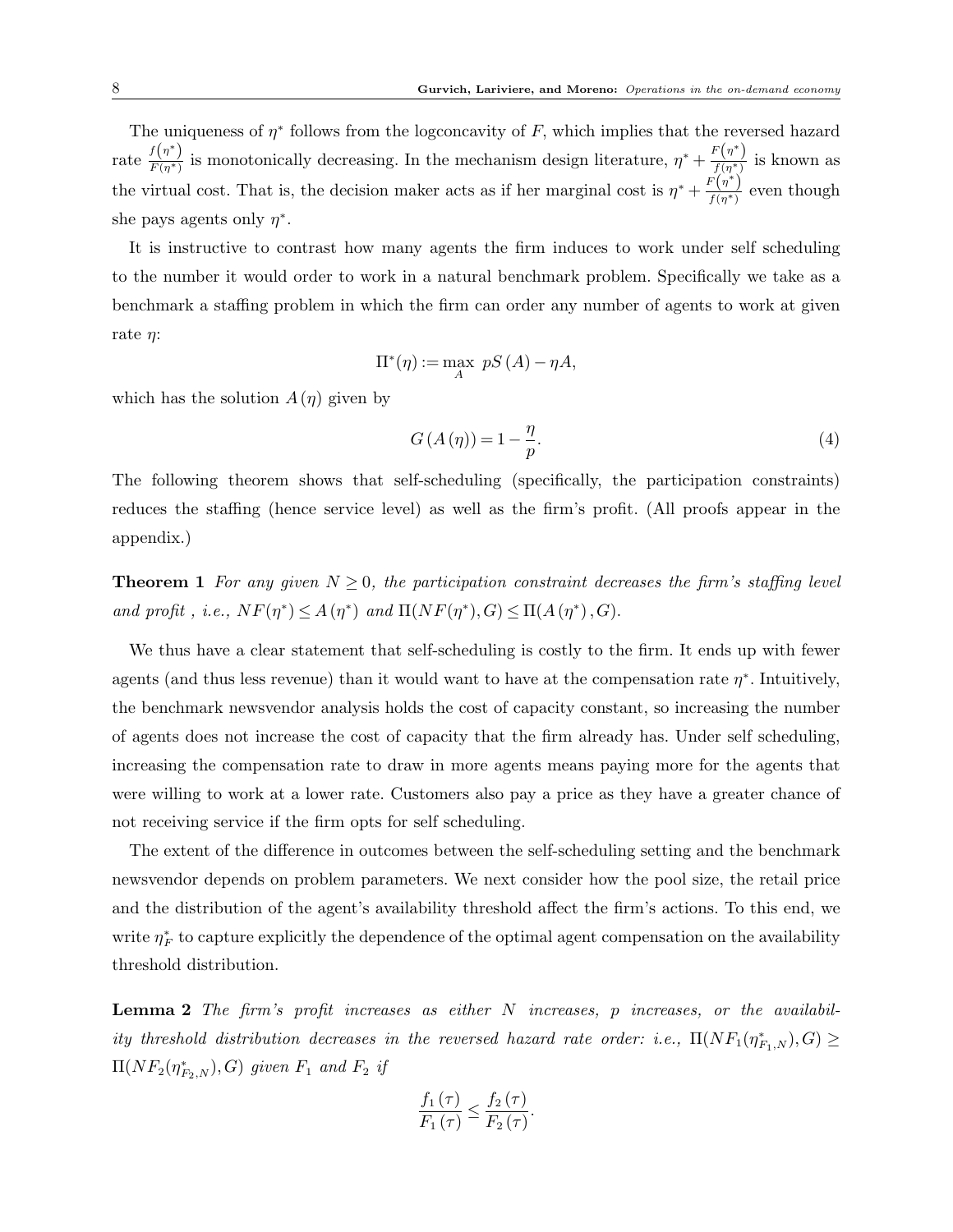The uniqueness of $\eta^*$ follows from the logconcavity of $F$, which implies that the reversed hazard rate $\frac{f(\eta^*)}{F(\eta^*)}$ is monotonically decreasing. In the mechanism design literature, $\eta^* + \frac{F(\eta^*)}{f(\eta^*)}$ is known as the virtual cost. That is, the decision maker acts as if her marginal cost is $\eta^* + \frac{F(\eta^*)}{f(\eta^*)}$ even though she pays agents only $\eta^*$.

It is instructive to contrast how many agents the firm induces to work under self scheduling to the number it would order to work in a natural benchmark problem. Specifically we take as a benchmark a staffing problem in which the firm can order any number of agents to work at given rate $\eta$:

$$\Pi^*(\eta) := \max_{A} \; pS(A) - \eta A,$$

which has the solution $A(\eta)$ given by

$$G(A(\eta)) = 1 - \frac{\eta}{p}. \tag{4}$$

The following theorem shows that self-scheduling (specifically, the participation constraints) reduces the staffing (hence service level) as well as the firm's profit. (All proofs appear in the appendix.)

**Theorem 1** *For any given $N \geq 0$, the participation constraint decreases the firm's staffing level and profit , i.e., $NF(\eta^*) \leq A(\eta^*)$ and $\Pi(NF(\eta^*), G) \leq \Pi(A(\eta^*), G)$.*

We thus have a clear statement that self-scheduling is costly to the firm. It ends up with fewer agents (and thus less revenue) than it would want to have at the compensation rate $\eta^*$. Intuitively, the benchmark newsvendor analysis holds the cost of capacity constant, so increasing the number of agents does not increase the cost of capacity that the firm already has. Under self scheduling, increasing the compensation rate to draw in more agents means paying more for the agents that were willing to work at a lower rate. Customers also pay a price as they have a greater chance of not receiving service if the firm opts for self scheduling.

The extent of the difference in outcomes between the self-scheduling setting and the benchmark newsvendor depends on problem parameters. We next consider how the pool size, the retail price and the distribution of the agent's availability threshold affect the firm's actions. To this end, we write $\eta_F^*$ to capture explicitly the dependence of the optimal agent compensation on the availability threshold distribution.

**Lemma 2** *The firm's profit increases as either $N$ increases, $p$ increases, or the availability threshold distribution decreases in the reversed hazard rate order: i.e., $\Pi(NF_1(\eta^*_{F_1,N}), G) \geq \Pi(NF_2(\eta^*_{F_2,N}), G)$ given $F_1$ and $F_2$ if*

$$\frac{f_1(\tau)}{F_1(\tau)} \leq \frac{f_2(\tau)}{F_2(\tau)}.$$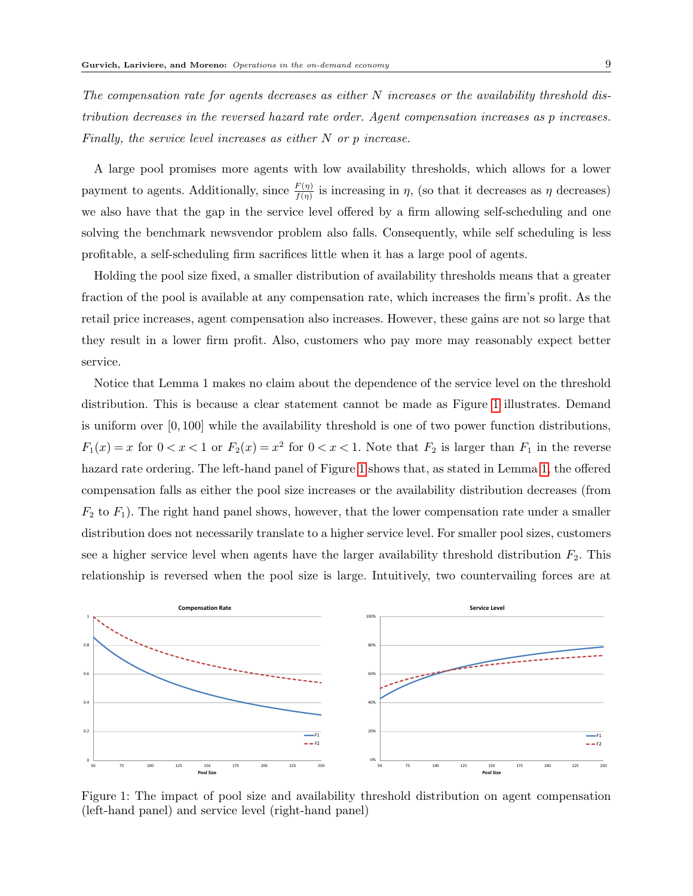*The compensation rate for agents decreases as either $N$ increases or the availability threshold distribution decreases in the reversed hazard rate order. Agent compensation increases as $p$ increases. Finally, the service level increases as either $N$ or $p$ increase.*

A large pool promises more agents with low availability thresholds, which allows for a lower payment to agents. Additionally, since $\frac{F(\eta)}{f(\eta)}$ is increasing in $\eta$, (so that it decreases as $\eta$ decreases) we also have that the gap in the service level offered by a firm allowing self-scheduling and one solving the benchmark newsvendor problem also falls. Consequently, while self scheduling is less profitable, a self-scheduling firm sacrifices little when it has a large pool of agents.

Holding the pool size fixed, a smaller distribution of availability thresholds means that a greater fraction of the pool is available at any compensation rate, which increases the firm's profit. As the retail price increases, agent compensation also increases. However, these gains are not so large that they result in a lower firm profit. Also, customers who pay more may reasonably expect better service.

Notice that Lemma 1 makes no claim about the dependence of the service level on the threshold distribution. This is because a clear statement cannot be made as Figure 1 illustrates. Demand is uniform over $[0, 100]$ while the availability threshold is one of two power function distributions, $F_1(x) = x$ for $0 < x < 1$ or $F_2(x) = x^2$ for $0 < x < 1$. Note that $F_2$ is larger than $F_1$ in the reverse hazard rate ordering. The left-hand panel of Figure 1 shows that, as stated in Lemma 1, the offered compensation falls as either the pool size increases or the availability distribution decreases (from $F_2$ to $F_1$). The right hand panel shows, however, that the lower compensation rate under a smaller distribution does not necessarily translate to a higher service level. For smaller pool sizes, customers see a higher service level when agents have the larger availability threshold distribution $F_2$. This relationship is reversed when the pool size is large. Intuitively, two countervailing forces are at

Compensation Rate

1
0.8
0.6
0.4
0.2
0

50 75 100 125 150 175 200 225 250

Pool Size

F1
F2

Service Level

100%
80%
60%
40%
20%
0%

50 75 100 125 150 175 200 225 250

Pool Size

F1
F2

Figure 1: The impact of pool size and availability threshold distribution on agent compensation (left-hand panel) and service level (right-hand panel)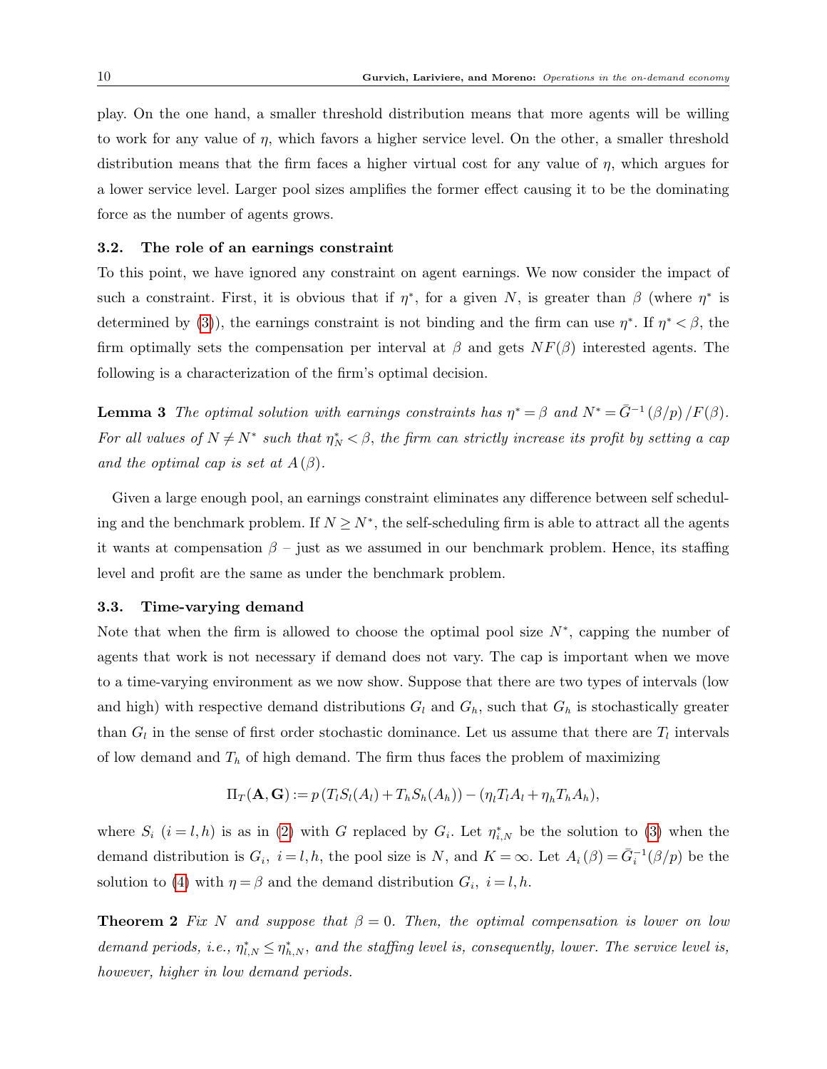play. On the one hand, a smaller threshold distribution means that more agents will be willing to work for any value of $\eta$, which favors a higher service level. On the other, a smaller threshold distribution means that the firm faces a higher virtual cost for any value of $\eta$, which argues for a lower service level. Larger pool sizes amplifies the former effect causing it to be the dominating force as the number of agents grows.

### 3.2. The role of an earnings constraint

To this point, we have ignored any constraint on agent earnings. We now consider the impact of such a constraint. First, it is obvious that if $\eta^*$, for a given $N$, is greater than $\beta$ (where $\eta^*$ is determined by (3)), the earnings constraint is not binding and the firm can use $\eta^*$. If $\eta^* < \beta$, the firm optimally sets the compensation per interval at $\beta$ and gets $NF(\beta)$ interested agents. The following is a characterization of the firm's optimal decision.

**Lemma 3** *The optimal solution with earnings constraints has $\eta^* = \beta$ and $N^* = \bar{G}^{-1}(\beta/p)/F(\beta)$. For all values of $N \neq N^*$ such that $\eta^*_N < \beta$, the firm can strictly increase its profit by setting a cap and the optimal cap is set at $A(\beta)$.*

Given a large enough pool, an earnings constraint eliminates any difference between self scheduling and the benchmark problem. If $N \geq N^*$, the self-scheduling firm is able to attract all the agents it wants at compensation $\beta$ – just as we assumed in our benchmark problem. Hence, its staffing level and profit are the same as under the benchmark problem.

### 3.3. Time-varying demand

Note that when the firm is allowed to choose the optimal pool size $N^*$, capping the number of agents that work is not necessary if demand does not vary. The cap is important when we move to a time-varying environment as we now show. Suppose that there are two types of intervals (low and high) with respective demand distributions $G_l$ and $G_h$, such that $G_h$ is stochastically greater than $G_l$ in the sense of first order stochastic dominance. Let us assume that there are $T_l$ intervals of low demand and $T_h$ of high demand. The firm thus faces the problem of maximizing

$$\Pi_T(\mathbf{A}, \mathbf{G}) := p\left(T_l S_l(A_l) + T_h S_h(A_h)\right) - (\eta_l T_l A_l + \eta_h T_h A_h),$$

where $S_i$ $(i = l, h)$ is as in (2) with $G$ replaced by $G_i$. Let $\eta^*_{i,N}$ be the solution to (3) when the demand distribution is $G_i$, $i = l, h$, the pool size is $N$, and $K = \infty$. Let $A_i(\beta) = \bar{G}_i^{-1}(\beta/p)$ be the solution to (4) with $\eta = \beta$ and the demand distribution $G_i$, $i = l, h$.

**Theorem 2** *Fix $N$ and suppose that $\beta = 0$. Then, the optimal compensation is lower on low demand periods, i.e., $\eta^*_{l,N} \leq \eta^*_{h,N}$, and the staffing level is, consequently, lower. The service level is, however, higher in low demand periods.*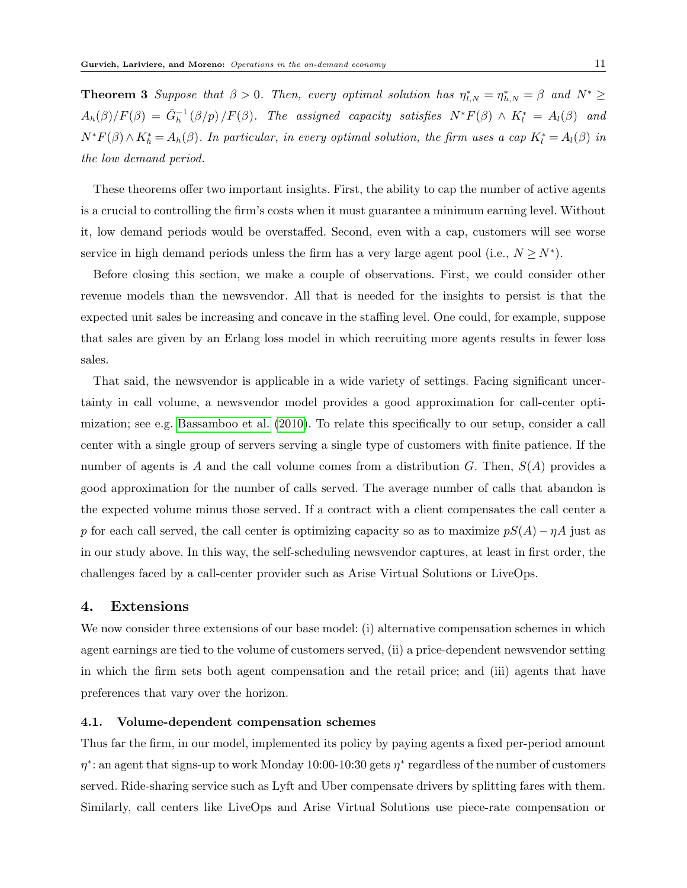**Theorem 3** *Suppose that $\beta > 0$. Then, every optimal solution has $\eta^*_{l,N} = \eta^*_{h,N} = \beta$ and $N^* \geq A_h(\beta)/F(\beta) = \bar{G}_h^{-1}(\beta/p)/F(\beta)$. The assigned capacity satisfies $N^*F(\beta) \wedge K^*_l = A_l(\beta)$ and $N^*F(\beta) \wedge K^*_h = A_h(\beta)$. In particular, in every optimal solution, the firm uses a cap $K^*_l = A_l(\beta)$ in the low demand period.*

These theorems offer two important insights. First, the ability to cap the number of active agents is a crucial to controlling the firm's costs when it must guarantee a minimum earning level. Without it, low demand periods would be overstaffed. Second, even with a cap, customers will see worse service in high demand periods unless the firm has a very large agent pool (i.e., $N \geq N^*$).

Before closing this section, we make a couple of observations. First, we could consider other revenue models than the newsvendor. All that is needed for the insights to persist is that the expected unit sales be increasing and concave in the staffing level. One could, for example, suppose that sales are given by an Erlang loss model in which recruiting more agents results in fewer loss sales.

That said, the newsvendor is applicable in a wide variety of settings. Facing significant uncertainty in call volume, a newsvendor model provides a good approximation for call-center optimization; see e.g. Bassamboo et al. (2010). To relate this specifically to our setup, consider a call center with a single group of servers serving a single type of customers with finite patience. If the number of agents is $A$ and the call volume comes from a distribution $G$. Then, $S(A)$ provides a good approximation for the number of calls served. The average number of calls that abandon is the expected volume minus those served. If a contract with a client compensates the call center a $p$ for each call served, the call center is optimizing capacity so as to maximize $pS(A) - \eta A$ just as in our study above. In this way, the self-scheduling newsvendor captures, at least in first order, the challenges faced by a call-center provider such as Arise Virtual Solutions or LiveOps.

## 4. Extensions

We now consider three extensions of our base model: (i) alternative compensation schemes in which agent earnings are tied to the volume of customers served, (ii) a price-dependent newsvendor setting in which the firm sets both agent compensation and the retail price; and (iii) agents that have preferences that vary over the horizon.

### 4.1. Volume-dependent compensation schemes

Thus far the firm, in our model, implemented its policy by paying agents a fixed per-period amount $\eta^*$: an agent that signs-up to work Monday 10:00-10:30 gets $\eta^*$ regardless of the number of customers served. Ride-sharing service such as Lyft and Uber compensate drivers by splitting fares with them. Similarly, call centers like LiveOps and Arise Virtual Solutions use piece-rate compensation or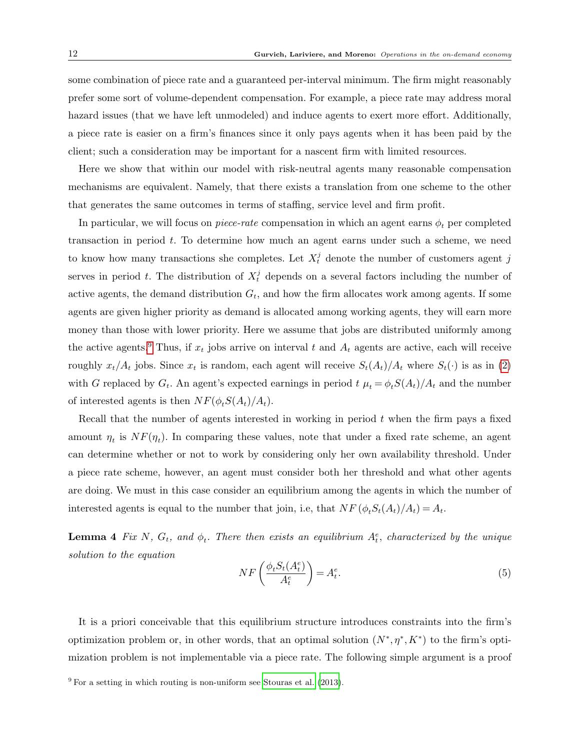some combination of piece rate and a guaranteed per-interval minimum. The firm might reasonably prefer some sort of volume-dependent compensation. For example, a piece rate may address moral hazard issues (that we have left unmodeled) and induce agents to exert more effort. Additionally, a piece rate is easier on a firm's finances since it only pays agents when it has been paid by the client; such a consideration may be important for a nascent firm with limited resources.

Here we show that within our model with risk-neutral agents many reasonable compensation mechanisms are equivalent. Namely, that there exists a translation from one scheme to the other that generates the same outcomes in terms of staffing, service level and firm profit.

In particular, we will focus on *piece-rate* compensation in which an agent earns $\phi_t$ per completed transaction in period $t$. To determine how much an agent earns under such a scheme, we need to know how many transactions she completes. Let $X_t^j$ denote the number of customers agent $j$ serves in period $t$. The distribution of $X_t^j$ depends on a several factors including the number of active agents, the demand distribution $G_t$, and how the firm allocates work among agents. If some agents are given higher priority as demand is allocated among working agents, they will earn more money than those with lower priority. Here we assume that jobs are distributed uniformly among the active agents.[9] Thus, if $x_t$ jobs arrive on interval $t$ and $A_t$ agents are active, each will receive roughly $x_t/A_t$ jobs. Since $x_t$ is random, each agent will receive $S_t(A_t)/A_t$ where $S_t(\cdot)$ is as in (2) with $G$ replaced by $G_t$. An agent's expected earnings in period $t$ $\mu_t = \phi_t S(A_t)/A_t$ and the number of interested agents is then $NF(\phi_t S(A_t)/A_t)$.

Recall that the number of agents interested in working in period $t$ when the firm pays a fixed amount $\eta_t$ is $NF(\eta_t)$. In comparing these values, note that under a fixed rate scheme, an agent can determine whether or not to work by considering only her own availability threshold. Under a piece rate scheme, however, an agent must consider both her threshold and what other agents are doing. We must in this case consider an equilibrium among the agents in which the number of interested agents is equal to the number that join, i.e, that $NF(\phi_t S_t(A_t)/A_t) = A_t$.

**Lemma 4** *Fix $N$, $G_t$, and $\phi_t$. There then exists an equilibrium $A_t^e$, characterized by the unique solution to the equation*

$$NF\left(\frac{\phi_t S_t(A_t^e)}{A_t^e}\right) = A_t^e. \tag{5}$$

It is a priori conceivable that this equilibrium structure introduces constraints into the firm's optimization problem or, in other words, that an optimal solution $(N^*, \eta^*, K^*)$ to the firm's optimization problem is not implementable via a piece rate. The following simple argument is a proof

[9] For a setting in which routing is non-uniform see Stouras et al. (2013).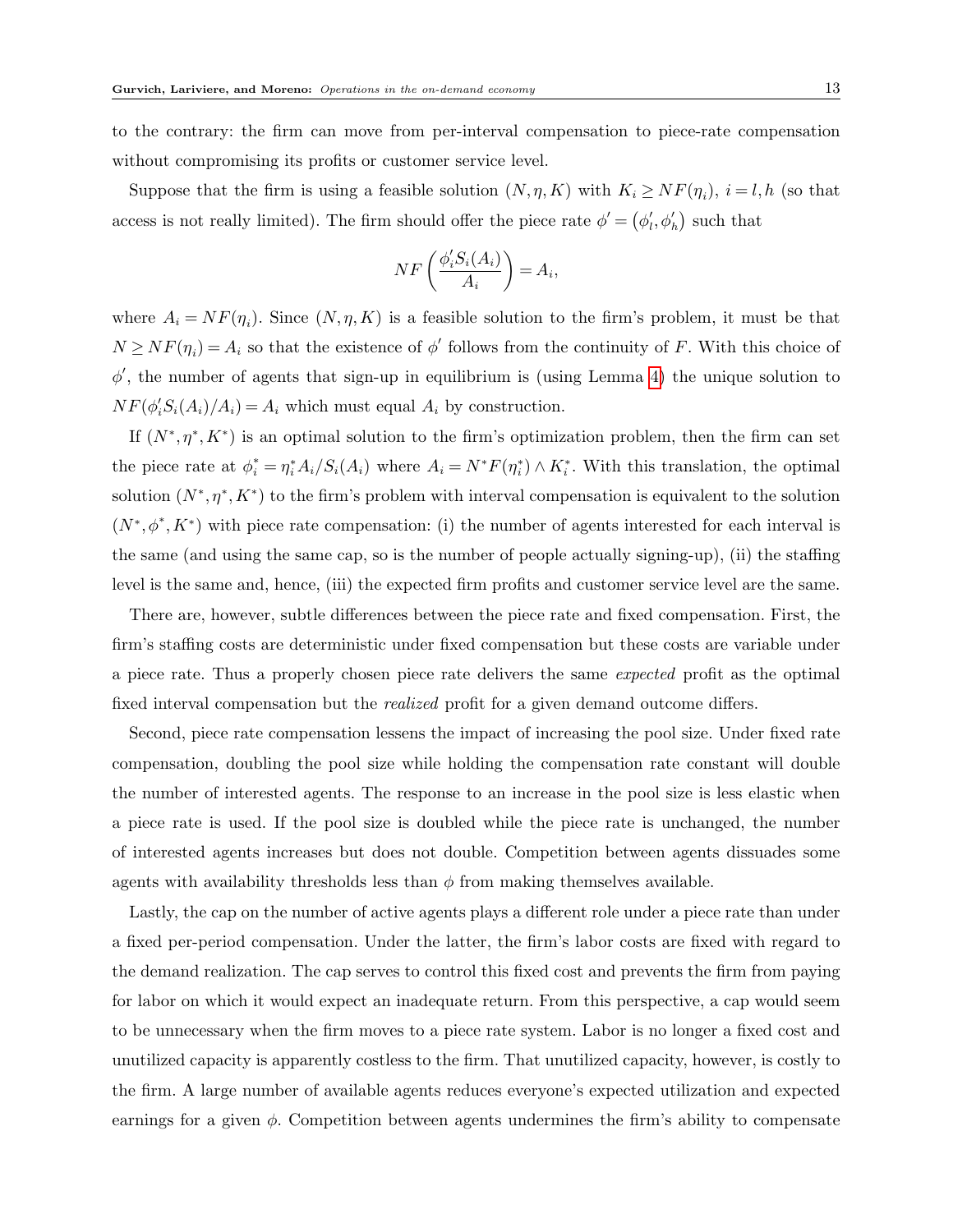to the contrary: the firm can move from per-interval compensation to piece-rate compensation without compromising its profits or customer service level.

Suppose that the firm is using a feasible solution $(N,\eta,K)$ with $K_i \geq NF(\eta_i)$, $i=l,h$ (so that access is not really limited). The firm should offer the piece rate $\phi' = (\phi'_l, \phi'_h)$ such that

$$NF\left(\frac{\phi'_i S_i(A_i)}{A_i}\right) = A_i,$$

where $A_i = NF(\eta_i)$. Since $(N,\eta,K)$ is a feasible solution to the firm's problem, it must be that $N \geq NF(\eta_i) = A_i$ so that the existence of $\phi'$ follows from the continuity of $F$. With this choice of $\phi'$, the number of agents that sign-up in equilibrium is (using Lemma 4) the unique solution to $NF(\phi'_i S_i(A_i)/A_i) = A_i$ which must equal $A_i$ by construction.

If $(N^*,\eta^*,K^*)$ is an optimal solution to the firm's optimization problem, then the firm can set the piece rate at $\phi^*_i = \eta^*_i A_i / S_i(A_i)$ where $A_i = N^* F(\eta^*_i) \wedge K^*_i$. With this translation, the optimal solution $(N^*,\eta^*,K^*)$ to the firm's problem with interval compensation is equivalent to the solution $(N^*,\phi^*,K^*)$ with piece rate compensation: (i) the number of agents interested for each interval is the same (and using the same cap, so is the number of people actually signing-up), (ii) the staffing level is the same and, hence, (iii) the expected firm profits and customer service level are the same.

There are, however, subtle differences between the piece rate and fixed compensation. First, the firm's staffing costs are deterministic under fixed compensation but these costs are variable under a piece rate. Thus a properly chosen piece rate delivers the same *expected* profit as the optimal fixed interval compensation but the *realized* profit for a given demand outcome differs.

Second, piece rate compensation lessens the impact of increasing the pool size. Under fixed rate compensation, doubling the pool size while holding the compensation rate constant will double the number of interested agents. The response to an increase in the pool size is less elastic when a piece rate is used. If the pool size is doubled while the piece rate is unchanged, the number of interested agents increases but does not double. Competition between agents dissuades some agents with availability thresholds less than $\phi$ from making themselves available.

Lastly, the cap on the number of active agents plays a different role under a piece rate than under a fixed per-period compensation. Under the latter, the firm's labor costs are fixed with regard to the demand realization. The cap serves to control this fixed cost and prevents the firm from paying for labor on which it would expect an inadequate return. From this perspective, a cap would seem to be unnecessary when the firm moves to a piece rate system. Labor is no longer a fixed cost and unutilized capacity is apparently costless to the firm. That unutilized capacity, however, is costly to the firm. A large number of available agents reduces everyone's expected utilization and expected earnings for a given $\phi$. Competition between agents undermines the firm's ability to compensate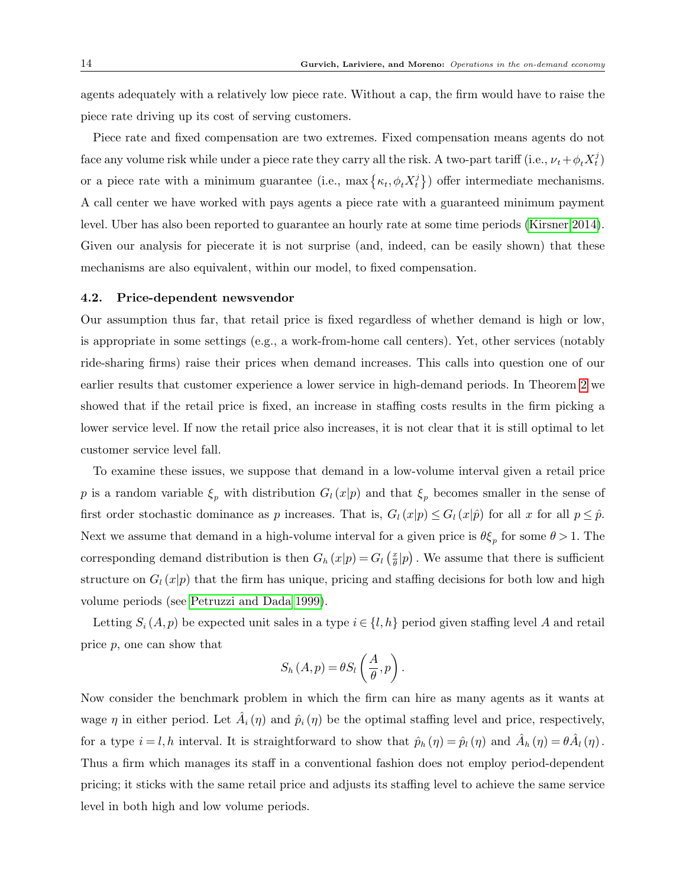agents adequately with a relatively low piece rate. Without a cap, the firm would have to raise the piece rate driving up its cost of serving customers.

Piece rate and fixed compensation are two extremes. Fixed compensation means agents do not face any volume risk while under a piece rate they carry all the risk. A two-part tariff (i.e., $\nu_t + \phi_t X_t^j$) or a piece rate with a minimum guarantee (i.e., $\max\{\kappa_t, \phi_t X_t^j\}$) offer intermediate mechanisms. A call center we have worked with pays agents a piece rate with a guaranteed minimum payment level. Uber has also been reported to guarantee an hourly rate at some time periods (Kirsner 2014). Given our analysis for piecerate it is not surprise (and, indeed, can be easily shown) that these mechanisms are also equivalent, within our model, to fixed compensation.

### 4.2. Price-dependent newsvendor

Our assumption thus far, that retail price is fixed regardless of whether demand is high or low, is appropriate in some settings (e.g., a work-from-home call centers). Yet, other services (notably ride-sharing firms) raise their prices when demand increases. This calls into question one of our earlier results that customer experience a lower service in high-demand periods. In Theorem 2 we showed that if the retail price is fixed, an increase in staffing costs results in the firm picking a lower service level. If now the retail price also increases, it is not clear that it is still optimal to let customer service level fall.

To examine these issues, we suppose that demand in a low-volume interval given a retail price $p$ is a random variable $\xi_p$ with distribution $G_l(x|p)$ and that $\xi_p$ becomes smaller in the sense of first order stochastic dominance as $p$ increases. That is, $G_l(x|p) \leq G_l(x|\hat{p})$ for all $x$ for all $p \leq \hat{p}$. Next we assume that demand in a high-volume interval for a given price is $\theta\xi_p$ for some $\theta > 1$. The corresponding demand distribution is then $G_h(x|p) = G_l\left(\frac{x}{\theta}|p\right)$. We assume that there is sufficient structure on $G_l(x|p)$ that the firm has unique, pricing and staffing decisions for both low and high volume periods (see Petruzzi and Dada 1999).

Letting $S_i(A,p)$ be expected unit sales in a type $i \in \{l,h\}$ period given staffing level $A$ and retail price $p$, one can show that

$$S_h(A,p) = \theta S_l\left(\frac{A}{\theta}, p\right).$$

Now consider the benchmark problem in which the firm can hire as many agents as it wants at wage $\eta$ in either period. Let $\hat{A}_i(\eta)$ and $\hat{p}_i(\eta)$ be the optimal staffing level and price, respectively, for a type $i = l,h$ interval. It is straightforward to show that $\hat{p}_h(\eta) = \hat{p}_l(\eta)$ and $\hat{A}_h(\eta) = \theta\hat{A}_l(\eta)$. Thus a firm which manages its staff in a conventional fashion does not employ period-dependent pricing; it sticks with the same retail price and adjusts its staffing level to achieve the same service level in both high and low volume periods.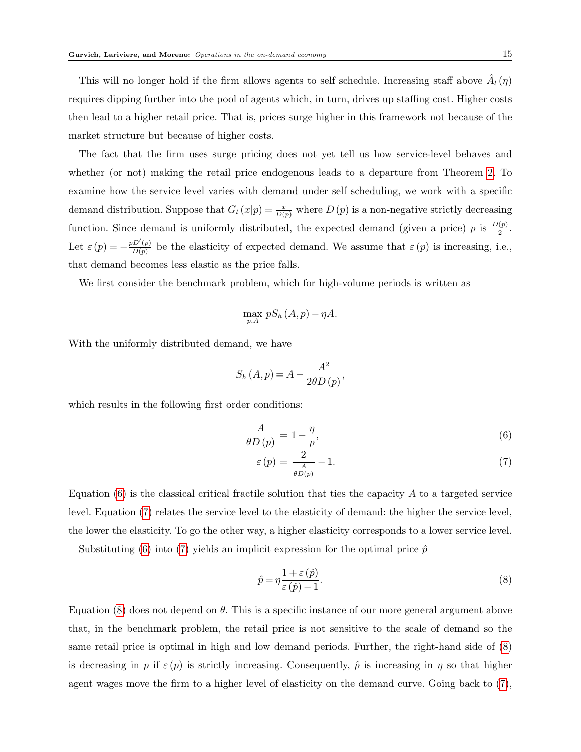This will no longer hold if the firm allows agents to self schedule. Increasing staff above $\hat{A}_l(\eta)$ requires dipping further into the pool of agents which, in turn, drives up staffing cost. Higher costs then lead to a higher retail price. That is, prices surge higher in this framework not because of the market structure but because of higher costs.

The fact that the firm uses surge pricing does not yet tell us how service-level behaves and whether (or not) making the retail price endogenous leads to a departure from Theorem 2. To examine how the service level varies with demand under self scheduling, we work with a specific demand distribution. Suppose that $G_l(x|p) = \frac{x}{D(p)}$ where $D(p)$ is a non-negative strictly decreasing function. Since demand is uniformly distributed, the expected demand (given a price) $p$ is $\frac{D(p)}{2}$. Let $\varepsilon(p) = -\frac{pD'(p)}{D(p)}$ be the elasticity of expected demand. We assume that $\varepsilon(p)$ is increasing, i.e., that demand becomes less elastic as the price falls.

We first consider the benchmark problem, which for high-volume periods is written as

$$\max_{p,A} \; pS_h(A,p) - \eta A.$$

With the uniformly distributed demand, we have

$$S_h(A,p) = A - \frac{A^2}{2\theta D(p)},$$

which results in the following first order conditions:

$$\frac{A}{\theta D(p)} = 1 - \frac{\eta}{p}, \tag{6}$$

$$\varepsilon(p) = \frac{2}{\frac{A}{\theta D(p)}} - 1. \tag{7}$$

Equation (6) is the classical critical fractile solution that ties the capacity $A$ to a targeted service level. Equation (7) relates the service level to the elasticity of demand: the higher the service level, the lower the elasticity. To go the other way, a higher elasticity corresponds to a lower service level.

Substituting (6) into (7) yields an implicit expression for the optimal price $\hat{p}$

$$\hat{p} = \eta \frac{1 + \varepsilon(\hat{p})}{\varepsilon(\hat{p}) - 1}. \tag{8}$$

Equation (8) does not depend on $\theta$. This is a specific instance of our more general argument above that, in the benchmark problem, the retail price is not sensitive to the scale of demand so the same retail price is optimal in high and low demand periods. Further, the right-hand side of (8) is decreasing in $p$ if $\varepsilon(p)$ is strictly increasing. Consequently, $\hat{p}$ is increasing in $\eta$ so that higher agent wages move the firm to a higher level of elasticity on the demand curve. Going back to (7),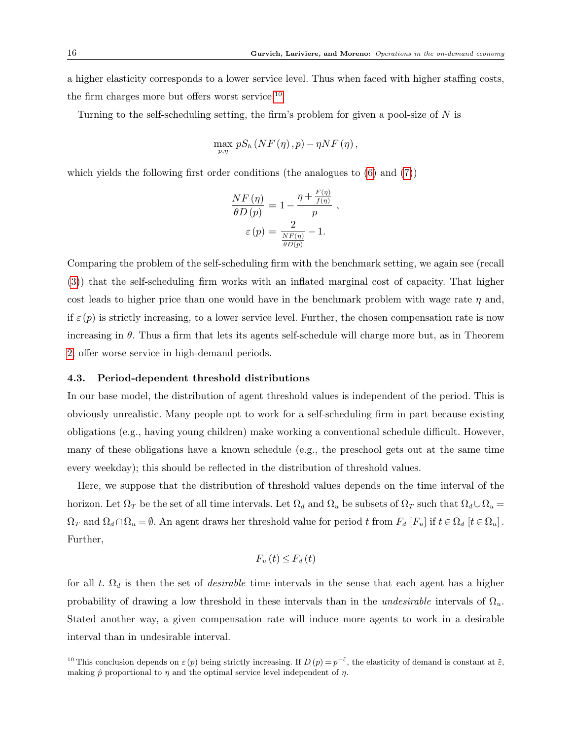a higher elasticity corresponds to a lower service level. Thus when faced with higher staffing costs, the firm charges more but offers worst service.[10]

Turning to the self-scheduling setting, the firm's problem for given a pool-size of $N$ is

$$\max_{p,\eta} pS_h\left(NF\left(\eta\right),p\right)-\eta NF\left(\eta\right),$$

which yields the following first order conditions (the analogues to (6) and (7))

$$\frac{NF\left(\eta\right)}{\theta D\left(p\right)}=1-\frac{\eta+\frac{F\left(\eta\right)}{f\left(\eta\right)}}{p},$$

$$\varepsilon\left(p\right)=\frac{2}{\frac{NF\left(\eta\right)}{\theta D\left(p\right)}}-1.$$

Comparing the problem of the self-scheduling firm with the benchmark setting, we again see (recall (3)) that the self-scheduling firm works with an inflated marginal cost of capacity. That higher cost leads to higher price than one would have in the benchmark problem with wage rate $\eta$ and, if $\varepsilon\left(p\right)$ is strictly increasing, to a lower service level. Further, the chosen compensation rate is now increasing in $\theta$. Thus a firm that lets its agents self-schedule will charge more but, as in Theorem 2, offer worse service in high-demand periods.

### 4.3. Period-dependent threshold distributions

In our base model, the distribution of agent threshold values is independent of the period. This is obviously unrealistic. Many people opt to work for a self-scheduling firm in part because existing obligations (e.g., having young children) make working a conventional schedule difficult. However, many of these obligations have a known schedule (e.g., the preschool gets out at the same time every weekday); this should be reflected in the distribution of threshold values.

Here, we suppose that the distribution of threshold values depends on the time interval of the horizon. Let $\Omega_T$ be the set of all time intervals. Let $\Omega_d$ and $\Omega_u$ be subsets of $\Omega_T$ such that $\Omega_d\cup\Omega_u=\Omega_T$ and $\Omega_d\cap\Omega_u=\emptyset$. An agent draws her threshold value for period $t$ from $F_d$ $[F_u]$ if $t\in\Omega_d$ $[t\in\Omega_u]$. Further,

$$F_u\left(t\right)\leq F_d\left(t\right)$$

for all $t$. $\Omega_d$ is then the set of *desirable* time intervals in the sense that each agent has a higher probability of drawing a low threshold in these intervals than in the *undesirable* intervals of $\Omega_u$. Stated another way, a given compensation rate will induce more agents to work in a desirable interval than in undesirable interval.

[10] This conclusion depends on $\varepsilon\left(p\right)$ being strictly increasing. If $D\left(p\right)=p^{-\tilde{\varepsilon}}$, the elasticity of demand is constant at $\tilde{\varepsilon}$, making $\hat{p}$ proportional to $\eta$ and the optimal service level independent of $\eta$.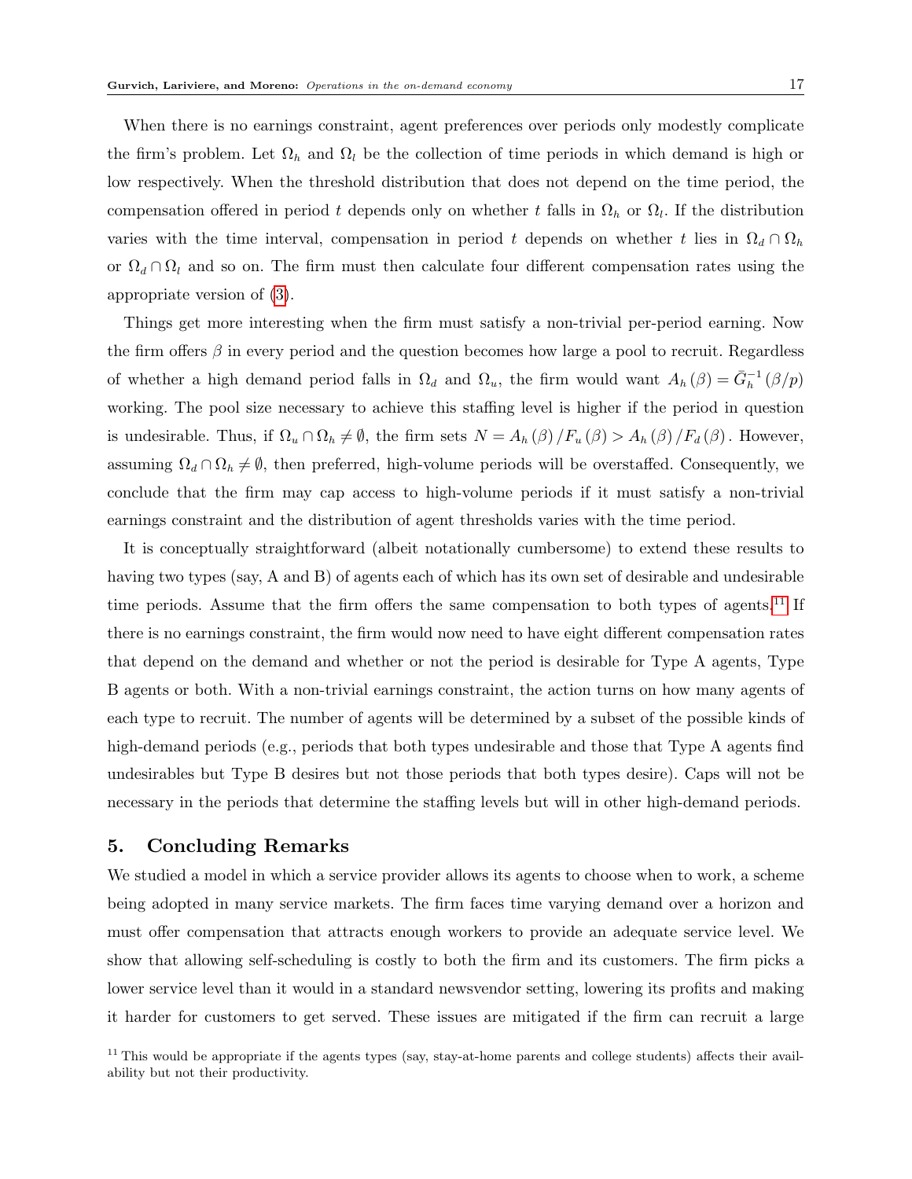When there is no earnings constraint, agent preferences over periods only modestly complicate the firm's problem. Let $\Omega_h$ and $\Omega_l$ be the collection of time periods in which demand is high or low respectively. When the threshold distribution that does not depend on the time period, the compensation offered in period $t$ depends only on whether $t$ falls in $\Omega_h$ or $\Omega_l$. If the distribution varies with the time interval, compensation in period $t$ depends on whether $t$ lies in $\Omega_d \cap \Omega_h$ or $\Omega_d \cap \Omega_l$ and so on. The firm must then calculate four different compensation rates using the appropriate version of (3).

Things get more interesting when the firm must satisfy a non-trivial per-period earning. Now the firm offers $\beta$ in every period and the question becomes how large a pool to recruit. Regardless of whether a high demand period falls in $\Omega_d$ and $\Omega_u$, the firm would want $A_h(\beta) = \bar{G}_h^{-1}(\beta/p)$ working. The pool size necessary to achieve this staffing level is higher if the period in question is undesirable. Thus, if $\Omega_u \cap \Omega_h \neq \emptyset$, the firm sets $N = A_h(\beta)/F_u(\beta) > A_h(\beta)/F_d(\beta)$. However, assuming $\Omega_d \cap \Omega_h \neq \emptyset$, then preferred, high-volume periods will be overstaffed. Consequently, we conclude that the firm may cap access to high-volume periods if it must satisfy a non-trivial earnings constraint and the distribution of agent thresholds varies with the time period.

It is conceptually straightforward (albeit notationally cumbersome) to extend these results to having two types (say, A and B) of agents each of which has its own set of desirable and undesirable time periods. Assume that the firm offers the same compensation to both types of agents.[11] If there is no earnings constraint, the firm would now need to have eight different compensation rates that depend on the demand and whether or not the period is desirable for Type A agents, Type B agents or both. With a non-trivial earnings constraint, the action turns on how many agents of each type to recruit. The number of agents will be determined by a subset of the possible kinds of high-demand periods (e.g., periods that both types undesirable and those that Type A agents find undesirables but Type B desires but not those periods that both types desire). Caps will not be necessary in the periods that determine the staffing levels but will in other high-demand periods.

## 5. Concluding Remarks

We studied a model in which a service provider allows its agents to choose when to work, a scheme being adopted in many service markets. The firm faces time varying demand over a horizon and must offer compensation that attracts enough workers to provide an adequate service level. We show that allowing self-scheduling is costly to both the firm and its customers. The firm picks a lower service level than it would in a standard newsvendor setting, lowering its profits and making it harder for customers to get served. These issues are mitigated if the firm can recruit a large

[11] This would be appropriate if the agents types (say, stay-at-home parents and college students) affects their availability but not their productivity.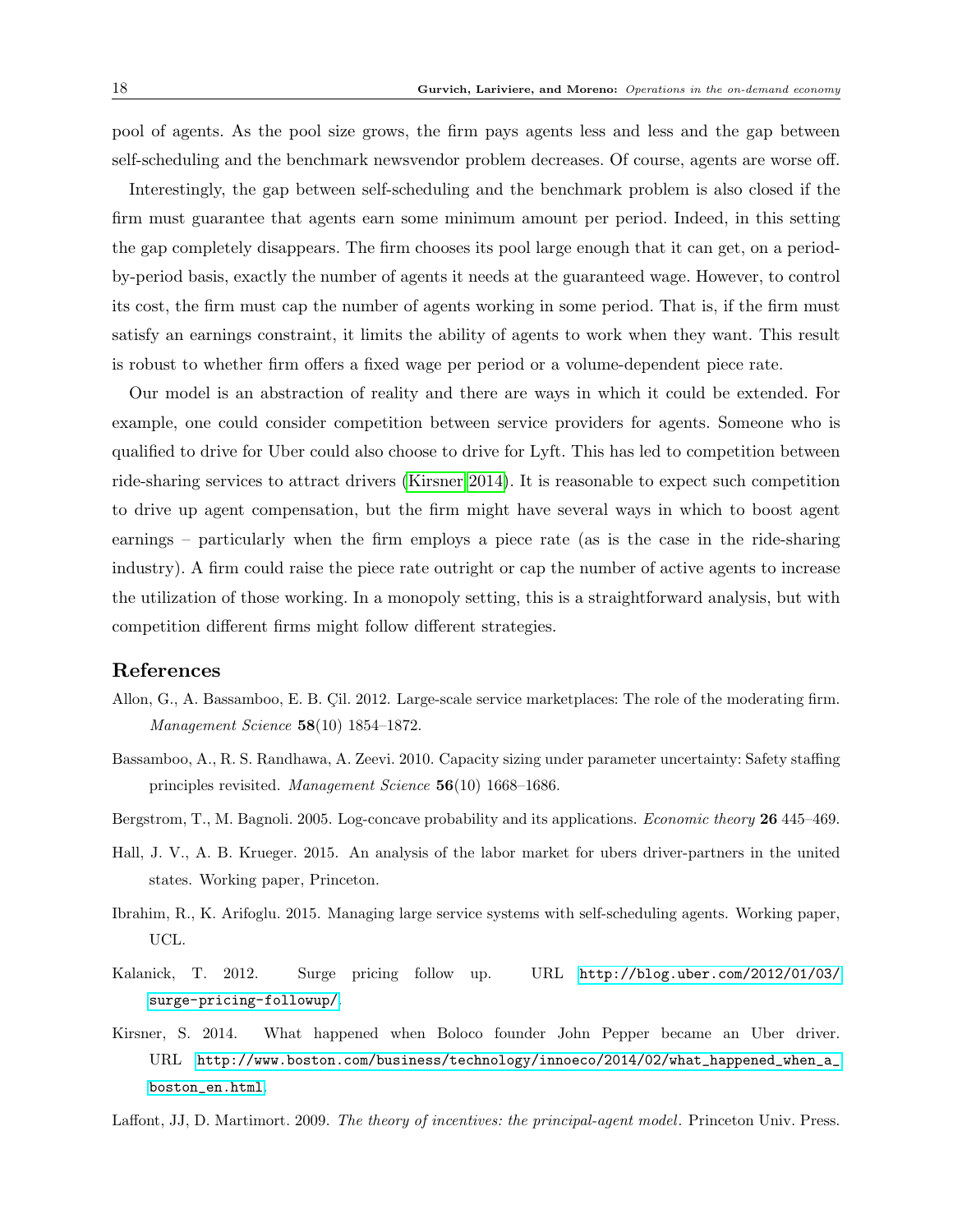pool of agents. As the pool size grows, the firm pays agents less and less and the gap between self-scheduling and the benchmark newsvendor problem decreases. Of course, agents are worse off.

Interestingly, the gap between self-scheduling and the benchmark problem is also closed if the firm must guarantee that agents earn some minimum amount per period. Indeed, in this setting the gap completely disappears. The firm chooses its pool large enough that it can get, on a period-by-period basis, exactly the number of agents it needs at the guaranteed wage. However, to control its cost, the firm must cap the number of agents working in some period. That is, if the firm must satisfy an earnings constraint, it limits the ability of agents to work when they want. This result is robust to whether firm offers a fixed wage per period or a volume-dependent piece rate.

Our model is an abstraction of reality and there are ways in which it could be extended. For example, one could consider competition between service providers for agents. Someone who is qualified to drive for Uber could also choose to drive for Lyft. This has led to competition between ride-sharing services to attract drivers (Kirsner 2014). It is reasonable to expect such competition to drive up agent compensation, but the firm might have several ways in which to boost agent earnings – particularly when the firm employs a piece rate (as is the case in the ride-sharing industry). A firm could raise the piece rate outright or cap the number of active agents to increase the utilization of those working. In a monopoly setting, this is a straightforward analysis, but with competition different firms might follow different strategies.

## References

Allon, G., A. Bassamboo, E. B. Çil. 2012. Large-scale service marketplaces: The role of the moderating firm. *Management Science* **58**(10) 1854–1872.

Bassamboo, A., R. S. Randhawa, A. Zeevi. 2010. Capacity sizing under parameter uncertainty: Safety staffing principles revisited. *Management Science* **56**(10) 1668–1686.

Bergstrom, T., M. Bagnoli. 2005. Log-concave probability and its applications. *Economic theory* **26** 445–469.

Hall, J. V., A. B. Krueger. 2015. An analysis of the labor market for ubers driver-partners in the united states. Working paper, Princeton.

Ibrahim, R., K. Arifoglu. 2015. Managing large service systems with self-scheduling agents. Working paper, UCL.

Kalanick, T. 2012. Surge pricing follow up. URL http://blog.uber.com/2012/01/03/surge-pricing-followup/.

Kirsner, S. 2014. What happened when Boloco founder John Pepper became an Uber driver. URL http://www.boston.com/business/technology/innoeco/2014/02/what_happened_when_a_boston_en.html.

Laffont, JJ, D. Martimort. 2009. *The theory of incentives: the principal-agent model*. Princeton Univ. Press.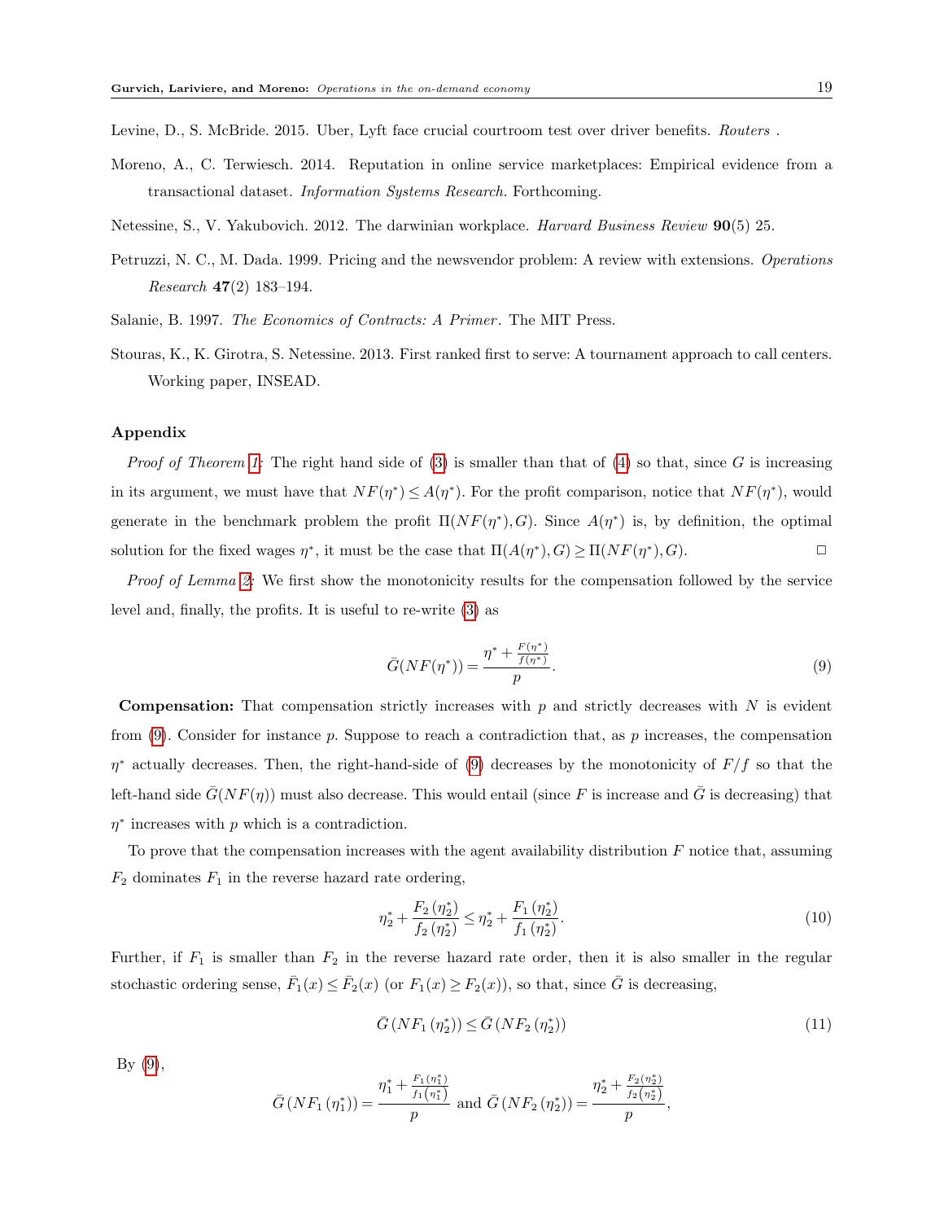Levine, D., S. McBride. 2015. Uber, Lyft face crucial courtroom test over driver benefits. *Routers* .

Moreno, A., C. Terwiesch. 2014. Reputation in online service marketplaces: Empirical evidence from a transactional dataset. *Information Systems Research.* Forthcoming.

Netessine, S., V. Yakubovich. 2012. The darwinian workplace. *Harvard Business Review* **90**(5) 25.

Petruzzi, N. C., M. Dada. 1999. Pricing and the newsvendor problem: A review with extensions. *Operations Research* **47**(2) 183–194.

Salanie, B. 1997. *The Economics of Contracts: A Primer*. The MIT Press.

Stouras, K., K. Girotra, S. Netessine. 2013. First ranked first to serve: A tournament approach to call centers. Working paper, INSEAD.

### Appendix

*Proof of Theorem 1:* The right hand side of (3) is smaller than that of (4) so that, since $G$ is increasing in its argument, we must have that $NF(\eta^*) \leq A(\eta^*)$. For the profit comparison, notice that $NF(\eta^*)$, would generate in the benchmark problem the profit $\Pi(NF(\eta^*), G)$. Since $A(\eta^*)$ is, by definition, the optimal solution for the fixed wages $\eta^*$, it must be the case that $\Pi(A(\eta^*), G) \geq \Pi(NF(\eta^*), G)$. □

*Proof of Lemma 2:* We first show the monotonicity results for the compensation followed by the service level and, finally, the profits. It is useful to re-write (3) as

$$\bar{G}(NF(\eta^*)) = \frac{\eta^* + \frac{F(\eta^*)}{f(\eta^*)}}{p}. \tag{9}$$

**Compensation:** That compensation strictly increases with $p$ and strictly decreases with $N$ is evident from (9). Consider for instance $p$. Suppose to reach a contradiction that, as $p$ increases, the compensation $\eta^*$ actually decreases. Then, the right-hand-side of (9) decreases by the monotonicity of $F/f$ so that the left-hand side $\bar{G}(NF(\eta))$ must also decrease. This would entail (since $F$ is increase and $\bar{G}$ is decreasing) that $\eta^*$ increases with $p$ which is a contradiction.

To prove that the compensation increases with the agent availability distribution $F$ notice that, assuming $F_2$ dominates $F_1$ in the reverse hazard rate ordering,

$$\eta_2^* + \frac{F_2(\eta_2^*)}{f_2(\eta_2^*)} \leq \eta_2^* + \frac{F_1(\eta_2^*)}{f_1(\eta_2^*)}. \tag{10}$$

Further, if $F_1$ is smaller than $F_2$ in the reverse hazard rate order, then it is also smaller in the regular stochastic ordering sense, $\bar{F}_1(x) \leq \bar{F}_2(x)$ (or $F_1(x) \geq F_2(x)$), so that, since $\bar{G}$ is decreasing,

$$\bar{G}(NF_1(\eta_2^*)) \leq \bar{G}(NF_2(\eta_2^*)) \tag{11}$$

By (9),

$$\bar{G}(NF_1(\eta_1^*)) = \frac{\eta_1^* + \frac{F_1(\eta_1^*)}{f_1(\eta_1^*)}}{p} \text{ and } \bar{G}(NF_2(\eta_2^*)) = \frac{\eta_2^* + \frac{F_2(\eta_2^*)}{f_2(\eta_2^*)}}{p},$$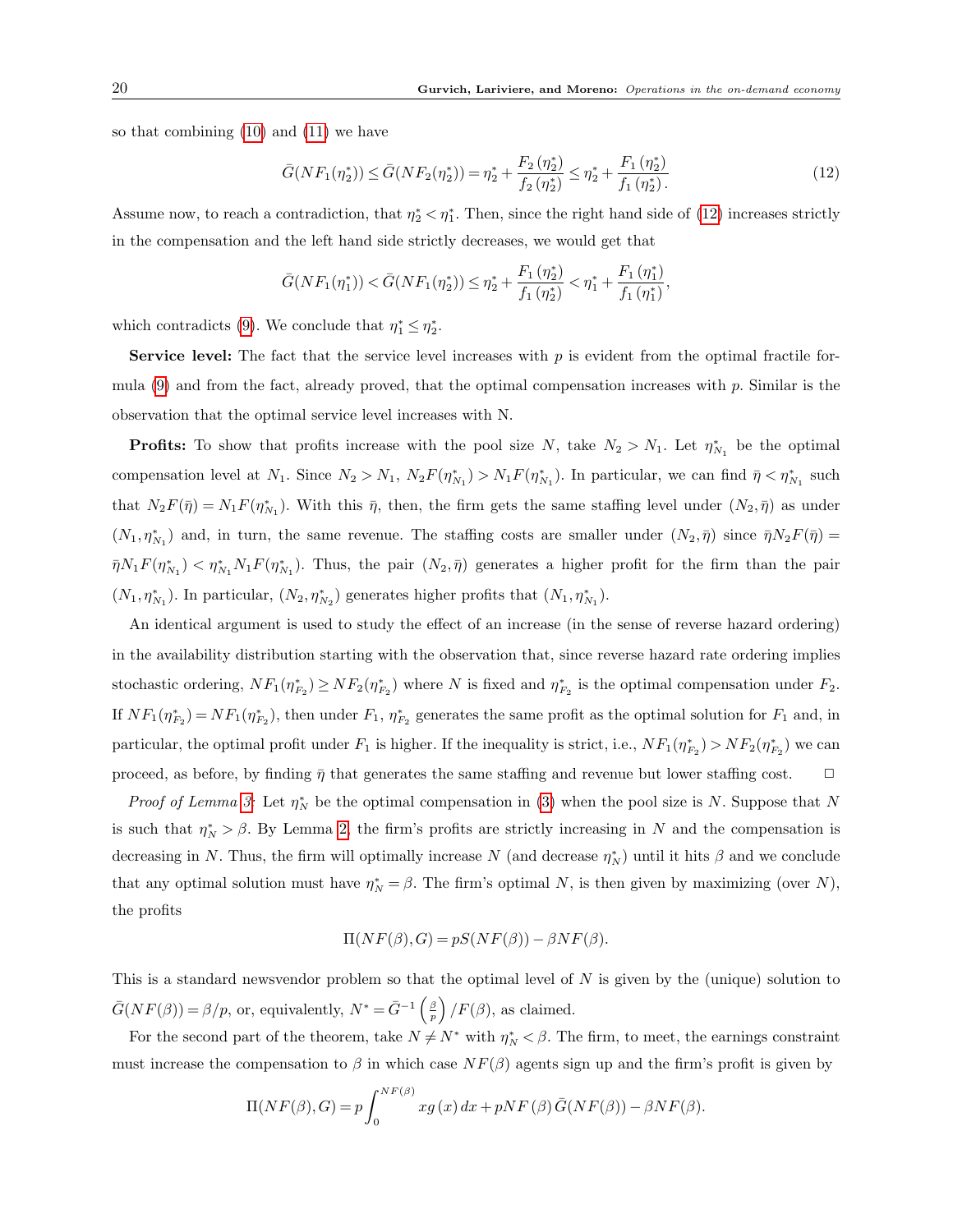so that combining (10) and (11) we have

$$\bar{G}(NF_1(\eta_2^*)) \le \bar{G}(NF_2(\eta_2^*)) = \eta_2^* + \frac{F_2(\eta_2^*)}{f_2(\eta_2^*)} \le \eta_2^* + \frac{F_1(\eta_2^*)}{f_1(\eta_2^*)}. \tag{12}$$

Assume now, to reach a contradiction, that $\eta_2^* < \eta_1^*$. Then, since the right hand side of (12) increases strictly in the compensation and the left hand side strictly decreases, we would get that

$$\bar{G}(NF_1(\eta_1^*)) < \bar{G}(NF_1(\eta_2^*)) \le \eta_2^* + \frac{F_1(\eta_2^*)}{f_1(\eta_2^*)} < \eta_1^* + \frac{F_1(\eta_1^*)}{f_1(\eta_1^*)},$$

which contradicts (9). We conclude that $\eta_1^* \le \eta_2^*$.

**Service level:** The fact that the service level increases with $p$ is evident from the optimal fractile formula (9) and from the fact, already proved, that the optimal compensation increases with $p$. Similar is the observation that the optimal service level increases with N.

**Profits:** To show that profits increase with the pool size $N$, take $N_2 > N_1$. Let $\eta_{N_1}^*$ be the optimal compensation level at $N_1$. Since $N_2 > N_1$, $N_2F(\eta_{N_1}^*) > N_1F(\eta_{N_1}^*)$. In particular, we can find $\bar{\eta} < \eta_{N_1}^*$ such that $N_2F(\bar{\eta}) = N_1F(\eta_{N_1}^*)$. With this $\bar{\eta}$, then, the firm gets the same staffing level under $(N_2, \bar{\eta})$ as under $(N_1, \eta_{N_1}^*)$ and, in turn, the same revenue. The staffing costs are smaller under $(N_2, \bar{\eta})$ since $\bar{\eta}N_2F(\bar{\eta}) = \bar{\eta}N_1F(\eta_{N_1}^*) < \eta_{N_1}^* N_1F(\eta_{N_1}^*)$. Thus, the pair $(N_2, \bar{\eta})$ generates a higher profit for the firm than the pair $(N_1, \eta_{N_1}^*)$. In particular, $(N_2, \eta_{N_2}^*)$ generates higher profits that $(N_1, \eta_{N_1}^*)$.

An identical argument is used to study the effect of an increase (in the sense of reverse hazard ordering) in the availability distribution starting with the observation that, since reverse hazard rate ordering implies stochastic ordering, $NF_1(\eta_{F_2}^*) \ge NF_2(\eta_{F_2}^*)$ where $N$ is fixed and $\eta_{F_2}^*$ is the optimal compensation under $F_2$. If $NF_1(\eta_{F_2}^*) = NF_1(\eta_{F_2}^*)$, then under $F_1$, $\eta_{F_2}^*$ generates the same profit as the optimal solution for $F_1$ and, in particular, the optimal profit under $F_1$ is higher. If the inequality is strict, i.e., $NF_1(\eta_{F_2}^*) > NF_2(\eta_{F_2}^*)$ we can proceed, as before, by finding $\bar{\eta}$ that generates the same staffing and revenue but lower staffing cost. $\square$

*Proof of Lemma 3:* Let $\eta_N^*$ be the optimal compensation in (3) when the pool size is $N$. Suppose that $N$ is such that $\eta_N^* > \beta$. By Lemma 2, the firm's profits are strictly increasing in $N$ and the compensation is decreasing in $N$. Thus, the firm will optimally increase $N$ (and decrease $\eta_N^*$) until it hits $\beta$ and we conclude that any optimal solution must have $\eta_N^* = \beta$. The firm's optimal $N$, is then given by maximizing (over $N$), the profits

$$\Pi(NF(\beta), G) = pS(NF(\beta)) - \beta NF(\beta).$$

This is a standard newsvendor problem so that the optimal level of $N$ is given by the (unique) solution to $\bar{G}(NF(\beta)) = \beta/p$, or, equivalently, $N^* = \bar{G}^{-1}\left(\frac{\beta}{p}\right)/F(\beta)$, as claimed.

For the second part of the theorem, take $N \neq N^*$ with $\eta_N^* < \beta$. The firm, to meet, the earnings constraint must increase the compensation to $\beta$ in which case $NF(\beta)$ agents sign up and the firm's profit is given by

$$\Pi(NF(\beta), G) = p\int_0^{NF(\beta)} xg(x)\,dx + pNF(\beta)\bar{G}(NF(\beta)) - \beta NF(\beta).$$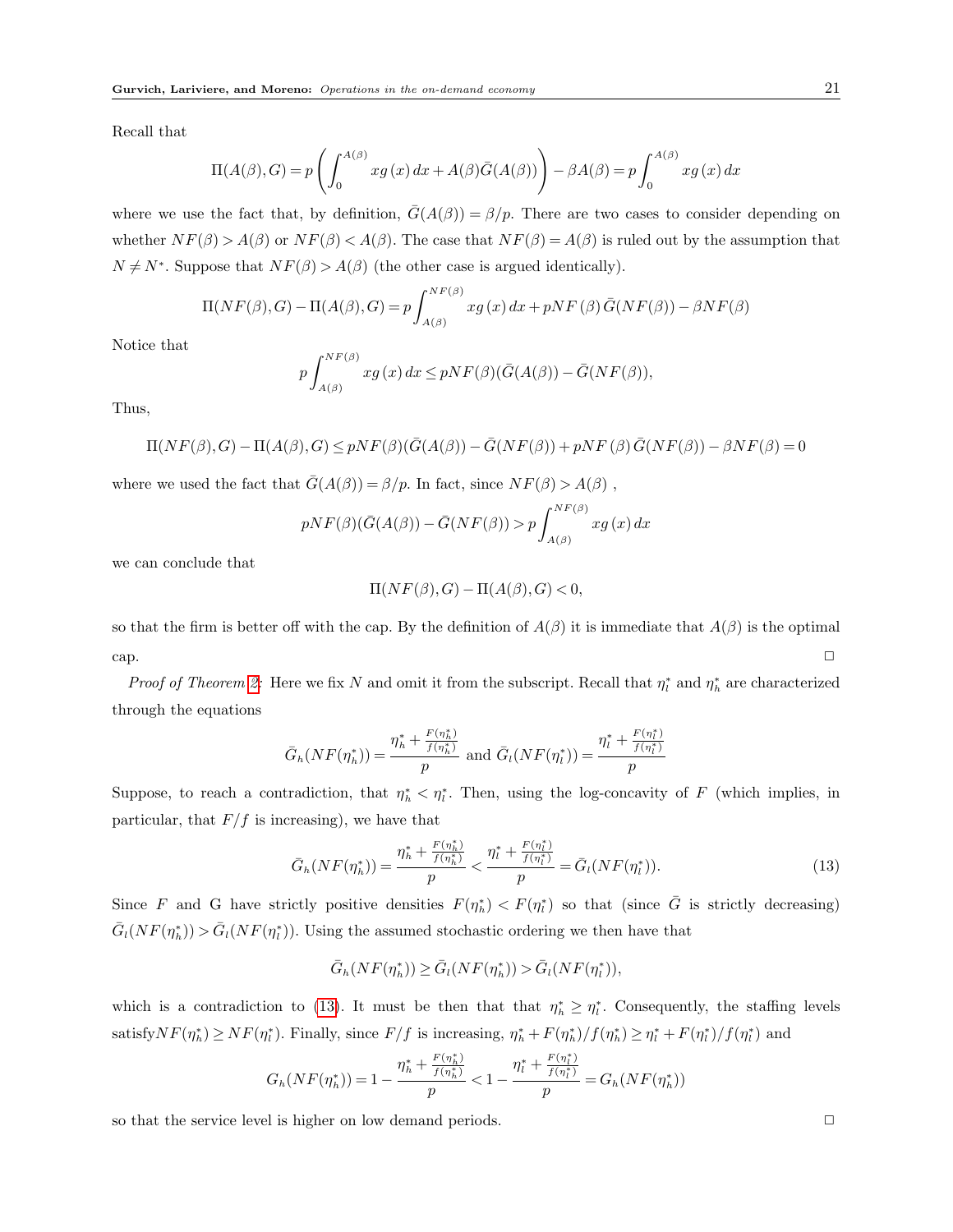Recall that

$$\Pi(A(\beta),G) = p\left(\int_0^{A(\beta)} xg(x)\,dx + A(\beta)\bar{G}(A(\beta))\right) - \beta A(\beta) = p\int_0^{A(\beta)} xg(x)\,dx$$

where we use the fact that, by definition, $\bar{G}(A(\beta)) = \beta/p$. There are two cases to consider depending on whether $NF(\beta) > A(\beta)$ or $NF(\beta) < A(\beta)$. The case that $NF(\beta) = A(\beta)$ is ruled out by the assumption that $N \neq N^*$. Suppose that $NF(\beta) > A(\beta)$ (the other case is argued identically).

$$\Pi(NF(\beta),G) - \Pi(A(\beta),G) = p\int_{A(\beta)}^{NF(\beta)} xg(x)\,dx + pNF(\beta)\,\bar{G}(NF(\beta)) - \beta NF(\beta)$$

Notice that

$$p\int_{A(\beta)}^{NF(\beta)} xg(x)\,dx \leq pNF(\beta)(\bar{G}(A(\beta)) - \bar{G}(NF(\beta)),$$

Thus,

$$\Pi(NF(\beta),G) - \Pi(A(\beta),G) \leq pNF(\beta)(\bar{G}(A(\beta)) - \bar{G}(NF(\beta)) + pNF(\beta)\,\bar{G}(NF(\beta)) - \beta NF(\beta) = 0$$

where we used the fact that $\bar{G}(A(\beta)) = \beta/p$. In fact, since $NF(\beta) > A(\beta)$ ,

$$pNF(\beta)(\bar{G}(A(\beta)) - \bar{G}(NF(\beta)) > p\int_{A(\beta)}^{NF(\beta)} xg(x)\,dx$$

we can conclude that

$$\Pi(NF(\beta),G) - \Pi(A(\beta),G) < 0,$$

so that the firm is better off with the cap. By the definition of $A(\beta)$ it is immediate that $A(\beta)$ is the optimal cap. □

*Proof of Theorem 2:* Here we fix $N$ and omit it from the subscript. Recall that $\eta_l^*$ and $\eta_h^*$ are characterized through the equations

$$\bar{G}_h(NF(\eta_h^*)) = \frac{\eta_h^* + \frac{F(\eta_h^*)}{f(\eta_h^*)}}{p} \text{ and } \bar{G}_l(NF(\eta_l^*)) = \frac{\eta_l^* + \frac{F(\eta_l^*)}{f(\eta_l^*)}}{p}$$

Suppose, to reach a contradiction, that $\eta_h^* < \eta_l^*$. Then, using the log-concavity of $F$ (which implies, in particular, that $F/f$ is increasing), we have that

$$\bar{G}_h(NF(\eta_h^*)) = \frac{\eta_h^* + \frac{F(\eta_h^*)}{f(\eta_h^*)}}{p} < \frac{\eta_l^* + \frac{F(\eta_l^*)}{f(\eta_l^*)}}{p} = \bar{G}_l(NF(\eta_l^*)). \tag{13}$$

Since $F$ and G have strictly positive densities $F(\eta_h^*) < F(\eta_l^*)$ so that (since $\bar{G}$ is strictly decreasing) $\bar{G}_l(NF(\eta_h^*)) > \bar{G}_l(NF(\eta_l^*))$. Using the assumed stochastic ordering we then have that

$$\bar{G}_h(NF(\eta_h^*)) \geq \bar{G}_l(NF(\eta_h^*)) > \bar{G}_l(NF(\eta_l^*)),$$

which is a contradiction to (13). It must be then that that $\eta_h^* \geq \eta_l^*$. Consequently, the staffing levels satisfy$NF(\eta_h^*) \geq NF(\eta_l^*)$. Finally, since $F/f$ is increasing, $\eta_h^* + F(\eta_h^*)/f(\eta_h^*) \geq \eta_l^* + F(\eta_l^*)/f(\eta_l^*)$ and

$$G_h(NF(\eta_h^*)) = 1 - \frac{\eta_h^* + \frac{F(\eta_h^*)}{f(\eta_h^*)}}{p} < 1 - \frac{\eta_l^* + \frac{F(\eta_l^*)}{f(\eta_l^*)}}{p} = G_h(NF(\eta_h^*))$$

so that the service level is higher on low demand periods. □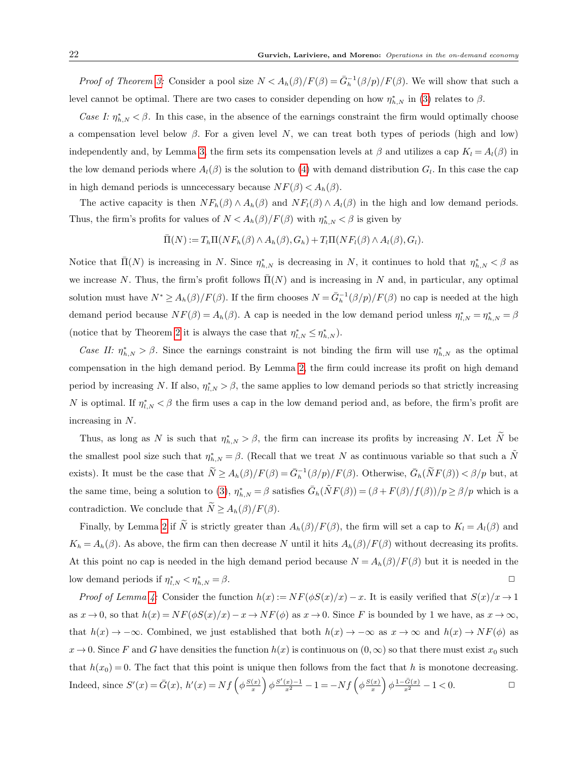*Proof of Theorem 3:* Consider a pool size $N < A_h(\beta)/F(\beta) = \bar{G}_h^{-1}(\beta/p)/F(\beta)$. We will show that such a level cannot be optimal. There are two cases to consider depending on how $\eta^*_{h,N}$ in (3) relates to $\beta$.

*Case I:* $\eta^*_{h,N} < \beta$. In this case, in the absence of the earnings constraint the firm would optimally choose a compensation level below $\beta$. For a given level $N$, we can treat both types of periods (high and low) independently and, by Lemma 3, the firm sets its compensation levels at $\beta$ and utilizes a cap $K_l = A_l(\beta)$ in the low demand periods where $A_l(\beta)$ is the solution to (4) with demand distribution $G_l$. In this case the cap in high demand periods is unncecessary because $NF(\beta) < A_h(\beta)$.

The active capacity is then $NF_h(\beta) \wedge A_h(\beta)$ and $NF_l(\beta) \wedge A_l(\beta)$ in the high and low demand periods. Thus, the firm's profits for values of $N < A_h(\beta)/F(\beta)$ with $\eta^*_{h,N} < \beta$ is given by

$$\bar{\Pi}(N) := T_h \Pi(NF_h(\beta) \wedge A_h(\beta), G_h) + T_l \Pi(NF_l(\beta) \wedge A_l(\beta), G_l).$$

Notice that $\bar{\Pi}(N)$ is increasing in $N$. Since $\eta^*_{h,N}$ is decreasing in $N$, it continues to hold that $\eta^*_{h,N} < \beta$ as we increase $N$. Thus, the firm's profit follows $\bar{\Pi}(N)$ and is increasing in $N$ and, in particular, any optimal solution must have $N^* \geq A_h(\beta)/F(\beta)$. If the firm chooses $N = \bar{G}_h^{-1}(\beta/p)/F(\beta)$ no cap is needed at the high demand period because $NF(\beta) = A_h(\beta)$. A cap is needed in the low demand period unless $\eta^*_{l,N} = \eta^*_{h,N} = \beta$ (notice that by Theorem 2 it is always the case that $\eta^*_{l,N} \leq \eta^*_{h,N}$).

*Case II:* $\eta^*_{h,N} > \beta$. Since the earnings constraint is not binding the firm will use $\eta^*_{h,N}$ as the optimal compensation in the high demand period. By Lemma 2, the firm could increase its profit on high demand period by increasing $N$. If also, $\eta^*_{l,N} > \beta$, the same applies to low demand periods so that strictly increasing $N$ is optimal. If $\eta^*_{l,N} < \beta$ the firm uses a cap in the low demand period and, as before, the firm's profit are increasing in $N$.

Thus, as long as $N$ is such that $\eta^*_{h,N} > \beta$, the firm can increase its profits by increasing $N$. Let $\widetilde{N}$ be the smallest pool size such that $\eta^*_{h,N} = \beta$. (Recall that we treat $N$ as continuous variable so that such a $\tilde{N}$ exists). It must be the case that $\widetilde{N} \geq A_h(\beta)/F(\beta) = \bar{G}_h^{-1}(\beta/p)/F(\beta)$. Otherwise, $\bar{G}_h(\widetilde{N}F(\beta)) < \beta/p$ but, at the same time, being a solution to (3), $\eta^*_{h,N} = \beta$ satisfies $\bar{G}_h(\tilde{N}F(\beta)) = (\beta + F(\beta)/f(\beta))/p \geq \beta/p$ which is a contradiction. We conclude that $\widetilde{N} \geq A_h(\beta)/F(\beta)$.

Finally, by Lemma 2 if $\widetilde{N}$ is strictly greater than $A_h(\beta)/F(\beta)$, the firm will set a cap to $K_l = A_l(\beta)$ and $K_h = A_h(\beta)$. As above, the firm can then decrease $N$ until it hits $A_h(\beta)/F(\beta)$ without decreasing its profits. At this point no cap is needed in the high demand period because $N = A_h(\beta)/F(\beta)$ but it is needed in the low demand periods if $\eta^*_{l,N} < \eta^*_{h,N} = \beta$. □

*Proof of Lemma 4:* Consider the function $h(x) := NF(\phi S(x)/x) - x$. It is easily verified that $S(x)/x \to 1$ as $x \to 0$, so that $h(x) = NF(\phi S(x)/x) - x \to NF(\phi)$ as $x \to 0$. Since $F$ is bounded by 1 we have, as $x \to \infty$, that $h(x) \to -\infty$. Combined, we just established that both $h(x) \to -\infty$ as $x \to \infty$ and $h(x) \to NF(\phi)$ as $x \to 0$. Since $F$ and $G$ have densities the function $h(x)$ is continuous on $(0, \infty)$ so that there must exist $x_0$ such that $h(x_0) = 0$. The fact that this point is unique then follows from the fact that $h$ is monotone decreasing. Indeed, since $S'(x) = \bar{G}(x)$, $h'(x) = Nf\left(\phi \frac{S(x)}{x}\right) \phi \frac{S'(x)-1}{x^2} - 1 = -Nf\left(\phi \frac{S(x)}{x}\right) \phi \frac{1-\bar{G}(x)}{x^2} - 1 < 0$. □